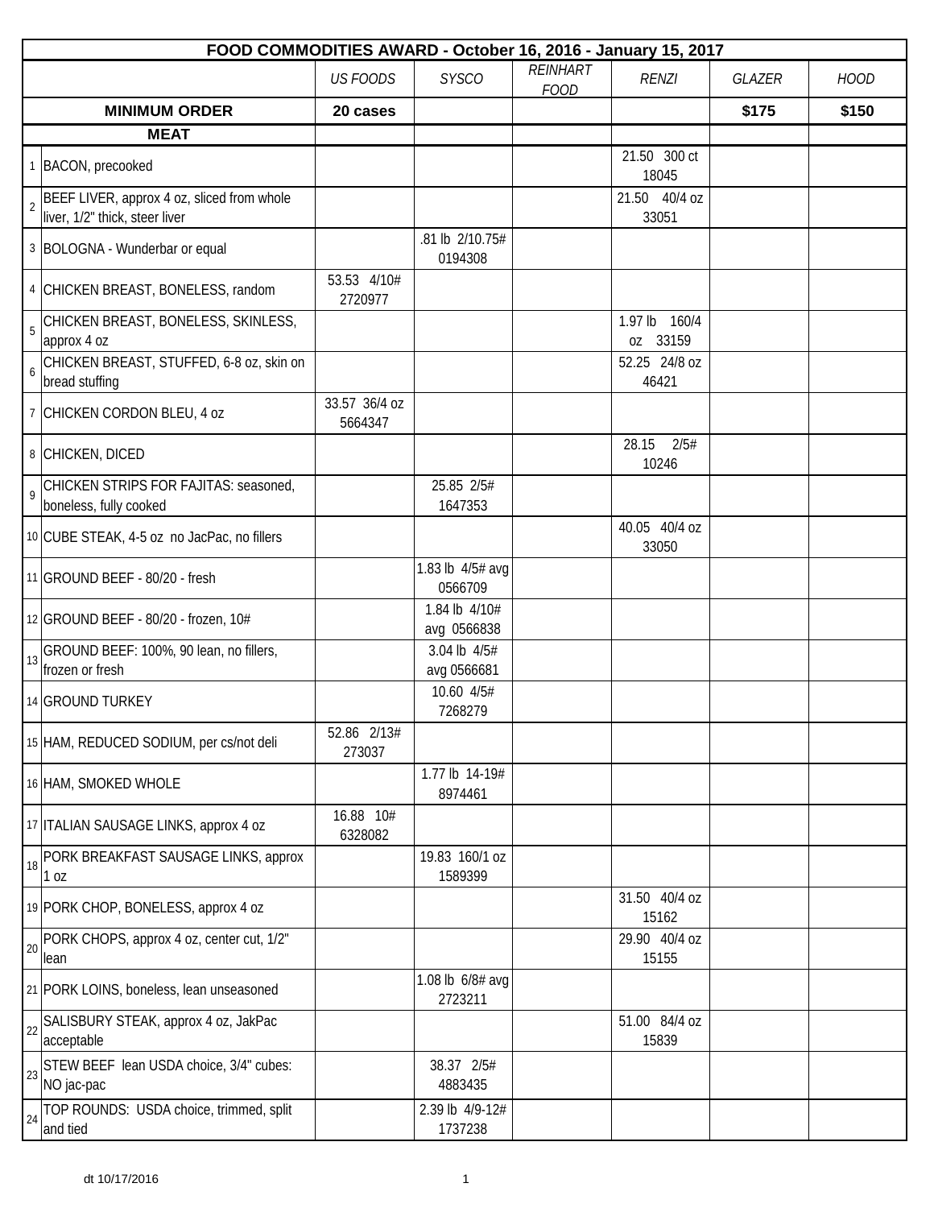| FOOD COMMODITIES AWARD - October 16, 2016 - January 15, 2017 | | | | | | | |
|---|---|---|---|---|---|---|---|
| | | *US FOODS* | *SYSCO* | *REINHART FOOD* | *RENZI* | *GLAZER* | *HOOD* |
| | **MINIMUM ORDER** | **20 cases** | | | | **$175** | **$150** |
| | **MEAT** | | | | | | |
| 1 | BACON, precooked | | | | 21.50 300 ct 18045 | | |
| 2 | BEEF LIVER, approx 4 oz, sliced from whole liver, 1/2" thick, steer liver | | | | 21.50 40/4 oz 33051 | | |
| 3 | BOLOGNA - Wunderbar or equal | | .81 lb 2/10.75# 0194308 | | | | |
| 4 | CHICKEN BREAST, BONELESS, random | 53.53 4/10# 2720977 | | | | | |
| 5 | CHICKEN BREAST, BONELESS, SKINLESS, approx 4 oz | | | | 1.97 lb 160/4 oz 33159 | | |
| 6 | CHICKEN BREAST, STUFFED, 6-8 oz, skin on bread stuffing | | | | 52.25 24/8 oz 46421 | | |
| 7 | CHICKEN CORDON BLEU, 4 oz | 33.57 36/4 oz 5664347 | | | | | |
| 8 | CHICKEN, DICED | | | | 28.15 2/5# 10246 | | |
| 9 | CHICKEN STRIPS FOR FAJITAS: seasoned, boneless, fully cooked | | 25.85 2/5# 1647353 | | | | |
| 10 | CUBE STEAK, 4-5 oz no JacPac, no fillers | | | | 40.05 40/4 oz 33050 | | |
| 11 | GROUND BEEF - 80/20 - fresh | | 1.83 lb 4/5# avg 0566709 | | | | |
| 12 | GROUND BEEF - 80/20 - frozen, 10# | | 1.84 lb 4/10# avg 0566838 | | | | |
| 13 | GROUND BEEF: 100%, 90 lean, no fillers, frozen or fresh | | 3.04 lb 4/5# avg 0566681 | | | | |
| 14 | GROUND TURKEY | | 10.60 4/5# 7268279 | | | | |
| 15 | HAM, REDUCED SODIUM, per cs/not deli | 52.86 2/13# 273037 | | | | | |
| 16 | HAM, SMOKED WHOLE | | 1.77 lb 14-19# 8974461 | | | | |
| 17 | ITALIAN SAUSAGE LINKS, approx 4 oz | 16.88 10# 6328082 | | | | | |
| 18 | PORK BREAKFAST SAUSAGE LINKS, approx 1 oz | | 19.83 160/1 oz 1589399 | | | | |
| 19 | PORK CHOP, BONELESS, approx 4 oz | | | | 31.50 40/4 oz 15162 | | |
| 20 | PORK CHOPS, approx 4 oz, center cut, 1/2" lean | | | | 29.90 40/4 oz 15155 | | |
| 21 | PORK LOINS, boneless, lean unseasoned | | 1.08 lb 6/8# avg 2723211 | | | | |
| 22 | SALISBURY STEAK, approx 4 oz, JakPac acceptable | | | | 51.00 84/4 oz 15839 | | |
| 23 | STEW BEEF lean USDA choice, 3/4" cubes: NO jac-pac | | 38.37 2/5# 4883435 | | | | |
| 24 | TOP ROUNDS: USDA choice, trimmed, split and tied | | 2.39 lb 4/9-12# 1737238 | | | | |

dt 10/17/2016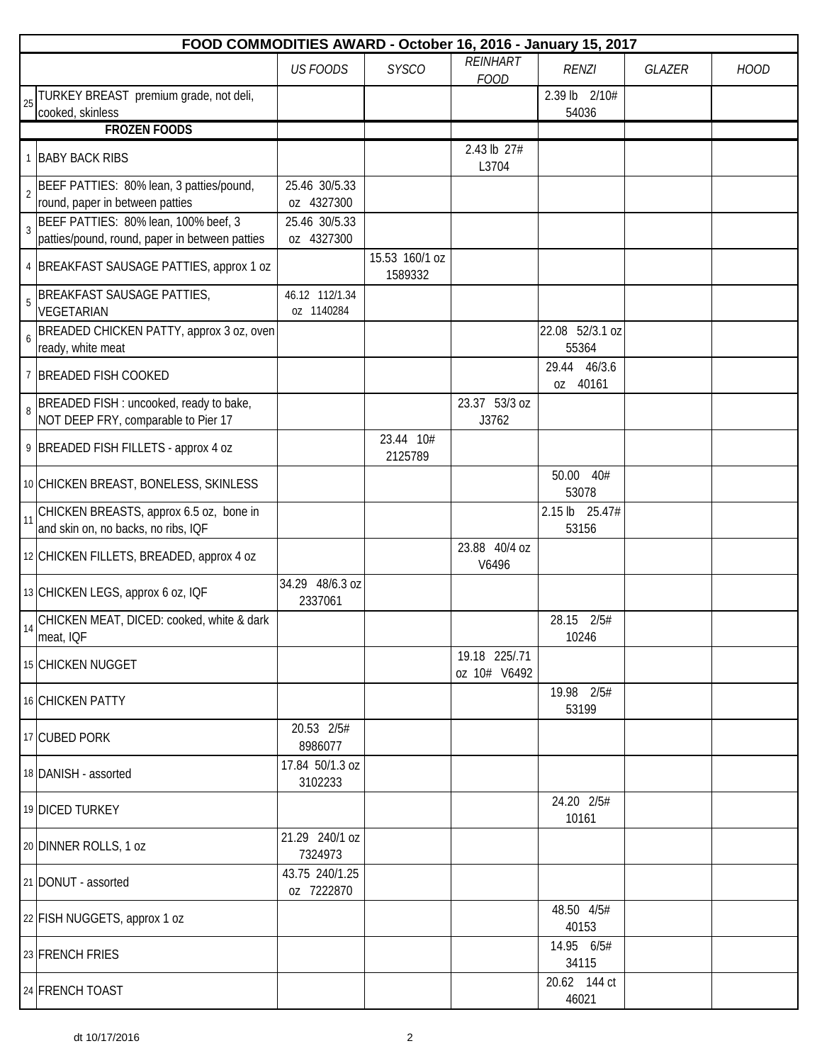| | FOOD COMMODITIES AWARD - October 16, 2016 - January 15, 2017 | US FOODS | SYSCO | REINHART FOOD | RENZI | GLAZER | HOOD |
|---|---|---|---|---|---|---|---|
| 25 | TURKEY BREAST premium grade, not deli, cooked, skinless | | | | 2.39 lb 2/10# 54036 | | |
| | **FROZEN FOODS** | | | | | | |
| 1 | BABY BACK RIBS | | | 2.43 lb 27# L3704 | | | |
| 2 | BEEF PATTIES: 80% lean, 3 patties/pound, round, paper in between patties | 25.46 30/5.33 oz 4327300 | | | | | |
| 3 | BEEF PATTIES: 80% lean, 100% beef, 3 patties/pound, round, paper in between patties | 25.46 30/5.33 oz 4327300 | | | | | |
| 4 | BREAKFAST SAUSAGE PATTIES, approx 1 oz | | 15.53 160/1 oz 1589332 | | | | |
| 5 | BREAKFAST SAUSAGE PATTIES, VEGETARIAN | 46.12 112/1.34 oz 1140284 | | | | | |
| 6 | BREADED CHICKEN PATTY, approx 3 oz, oven ready, white meat | | | | 22.08 52/3.1 oz 55364 | | |
| 7 | BREADED FISH COOKED | | | | 29.44 46/3.6 oz 40161 | | |
| 8 | BREADED FISH : uncooked, ready to bake, NOT DEEP FRY, comparable to Pier 17 | | | 23.37 53/3 oz J3762 | | | |
| 9 | BREADED FISH FILLETS - approx 4 oz | | 23.44 10# 2125789 | | | | |
| 10 | CHICKEN BREAST, BONELESS, SKINLESS | | | | 50.00 40# 53078 | | |
| 11 | CHICKEN BREASTS, approx 6.5 oz, bone in and skin on, no backs, no ribs, IQF | | | | 2.15 lb 25.47# 53156 | | |
| 12 | CHICKEN FILLETS, BREADED, approx 4 oz | | | 23.88 40/4 oz V6496 | | | |
| 13 | CHICKEN LEGS, approx 6 oz, IQF | 34.29 48/6.3 oz 2337061 | | | | | |
| 14 | CHICKEN MEAT, DICED: cooked, white & dark meat, IQF | | | | 28.15 2/5# 10246 | | |
| 15 | CHICKEN NUGGET | | | 19.18 225/.71 oz 10# V6492 | | | |
| 16 | CHICKEN PATTY | | | | 19.98 2/5# 53199 | | |
| 17 | CUBED PORK | 20.53 2/5# 8986077 | | | | | |
| 18 | DANISH - assorted | 17.84 50/1.3 oz 3102233 | | | | | |
| 19 | DICED TURKEY | | | | 24.20 2/5# 10161 | | |
| 20 | DINNER ROLLS, 1 oz | 21.29 240/1 oz 7324973 | | | | | |
| 21 | DONUT - assorted | 43.75 240/1.25 oz 7222870 | | | | | |
| 22 | FISH NUGGETS, approx 1 oz | | | | 48.50 4/5# 40153 | | |
| 23 | FRENCH FRIES | | | | 14.95 6/5# 34115 | | |
| 24 | FRENCH TOAST | | | | 20.62 144 ct 46021 | | |

dt 10/17/2016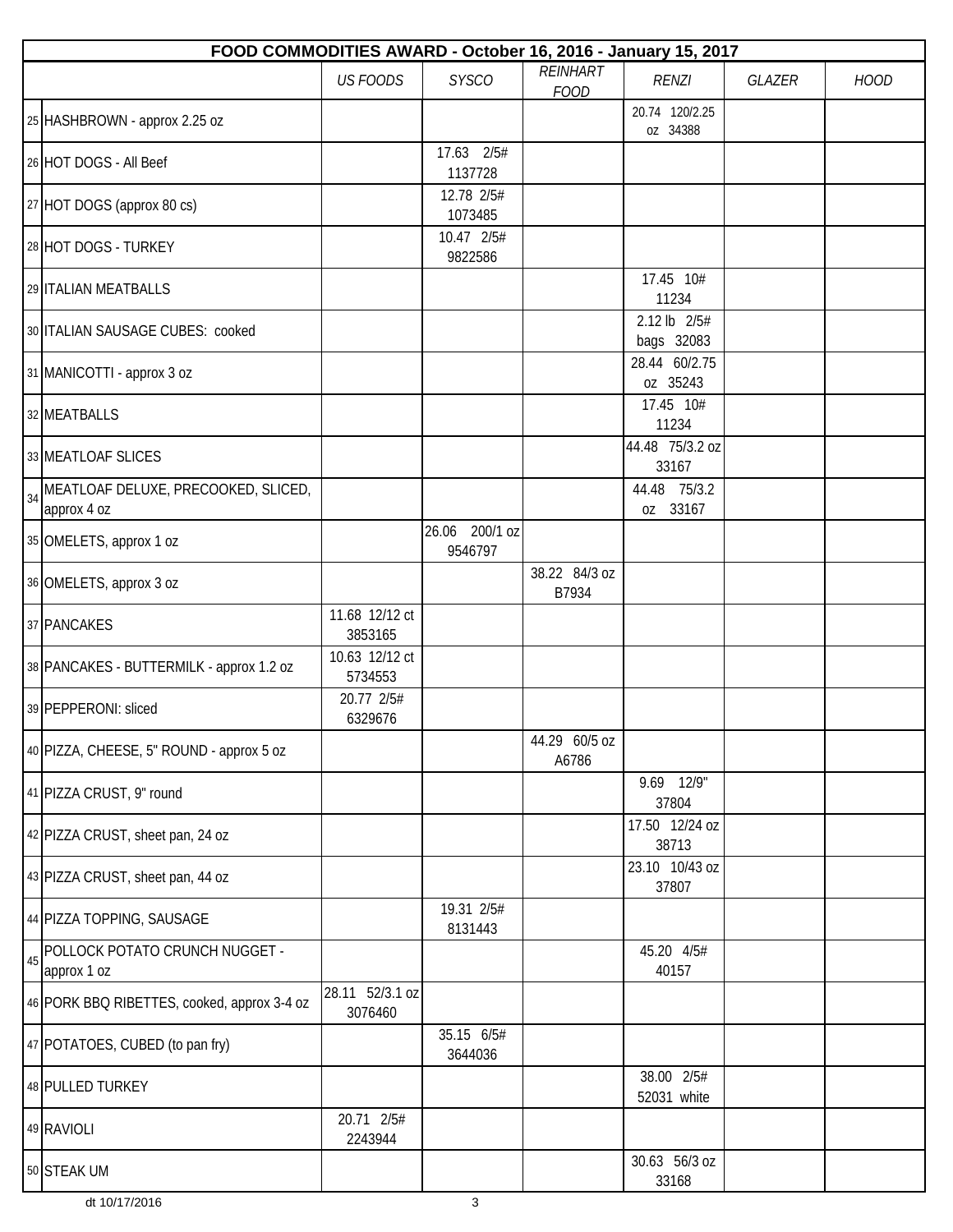| | FOOD COMMODITIES AWARD - October 16, 2016 - January 15, 2017 | | | | | | |
|---|---|---|---|---|---|---|---|
| | | *US FOODS* | *SYSCO* | *REINHART FOOD* | *RENZI* | *GLAZER* | *HOOD* |
| 25 | HASHBROWN - approx 2.25 oz | | | | 20.74 120/2.25 oz 34388 | | |
| 26 | HOT DOGS - All Beef | | 17.63 2/5# 1137728 | | | | |
| 27 | HOT DOGS (approx 80 cs) | | 12.78 2/5# 1073485 | | | | |
| 28 | HOT DOGS - TURKEY | | 10.47 2/5# 9822586 | | | | |
| 29 | ITALIAN MEATBALLS | | | | 17.45 10# 11234 | | |
| 30 | ITALIAN SAUSAGE CUBES: cooked | | | | 2.12 lb 2/5# bags 32083 | | |
| 31 | MANICOTTI - approx 3 oz | | | | 28.44 60/2.75 oz 35243 | | |
| 32 | MEATBALLS | | | | 17.45 10# 11234 | | |
| 33 | MEATLOAF SLICES | | | | 44.48 75/3.2 oz 33167 | | |
| 34 | MEATLOAF DELUXE, PRECOOKED, SLICED, approx 4 oz | | | | 44.48 75/3.2 oz 33167 | | |
| 35 | OMELETS, approx 1 oz | | 26.06 200/1 oz 9546797 | | | | |
| 36 | OMELETS, approx 3 oz | | | 38.22 84/3 oz B7934 | | | |
| 37 | PANCAKES | 11.68 12/12 ct 3853165 | | | | | |
| 38 | PANCAKES - BUTTERMILK - approx 1.2 oz | 10.63 12/12 ct 5734553 | | | | | |
| 39 | PEPPERONI: sliced | 20.77 2/5# 6329676 | | | | | |
| 40 | PIZZA, CHEESE, 5" ROUND - approx 5 oz | | | 44.29 60/5 oz A6786 | | | |
| 41 | PIZZA CRUST, 9" round | | | | 9.69 12/9" 37804 | | |
| 42 | PIZZA CRUST, sheet pan, 24 oz | | | | 17.50 12/24 oz 38713 | | |
| 43 | PIZZA CRUST, sheet pan, 44 oz | | | | 23.10 10/43 oz 37807 | | |
| 44 | PIZZA TOPPING, SAUSAGE | | 19.31 2/5# 8131443 | | | | |
| 45 | POLLOCK POTATO CRUNCH NUGGET - approx 1 oz | | | | 45.20 4/5# 40157 | | |
| 46 | PORK BBQ RIBETTES, cooked, approx 3-4 oz | 28.11 52/3.1 oz 3076460 | | | | | |
| 47 | POTATOES, CUBED (to pan fry) | | 35.15 6/5# 3644036 | | | | |
| 48 | PULLED TURKEY | | | | 38.00 2/5# 52031 white | | |
| 49 | RAVIOLI | 20.71 2/5# 2243944 | | | | | |
| 50 | STEAK UM | | | | 30.63 56/3 oz 33168 | | |

dt 10/17/2016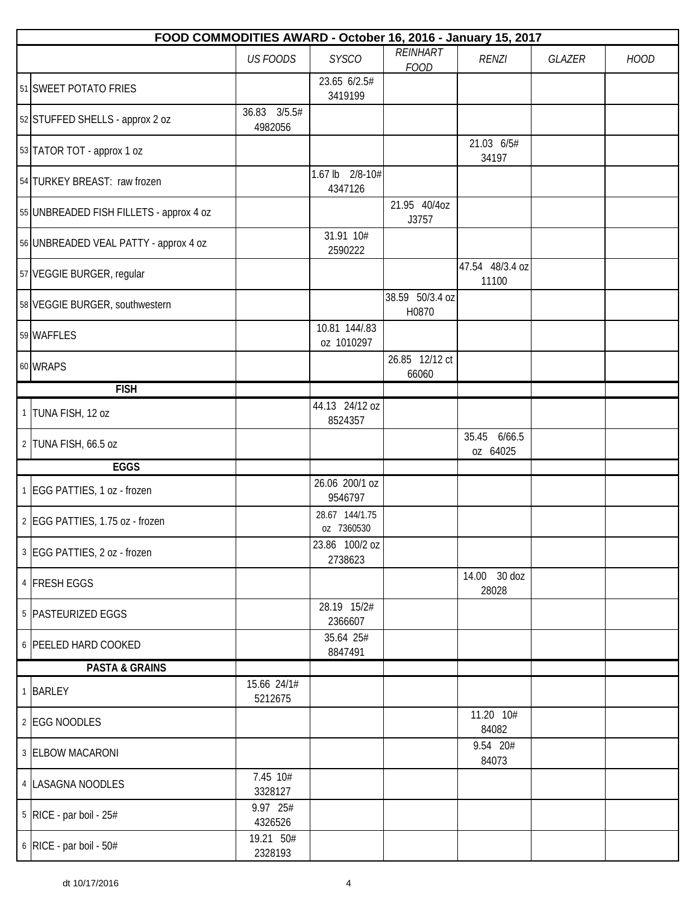| FOOD COMMODITIES AWARD - October 16, 2016 - January 15, 2017 | | | | | | | |
|---|---|---|---|---|---|---|---|
| | | *US FOODS* | *SYSCO* | *REINHART FOOD* | *RENZI* | *GLAZER* | *HOOD* |
| 51 | SWEET POTATO FRIES | | 23.65 6/2.5# 3419199 | | | | |
| 52 | STUFFED SHELLS - approx 2 oz | 36.83 3/5.5# 4982056 | | | | | |
| 53 | TATOR TOT - approx 1 oz | | | | 21.03 6/5# 34197 | | |
| 54 | TURKEY BREAST: raw frozen | | 1.67 lb 2/8-10# 4347126 | | | | |
| 55 | UNBREADED FISH FILLETS - approx 4 oz | | | 21.95 40/4oz J3757 | | | |
| 56 | UNBREADED VEAL PATTY - approx 4 oz | | 31.91 10# 2590222 | | | | |
| 57 | VEGGIE BURGER, regular | | | | 47.54 48/3.4 oz 11100 | | |
| 58 | VEGGIE BURGER, southwestern | | | 38.59 50/3.4 oz H0870 | | | |
| 59 | WAFFLES | | 10.81 144/.83 oz 1010297 | | | | |
| 60 | WRAPS | | | 26.85 12/12 ct 66060 | | | |
| | **FISH** | | | | | | |
| 1 | TUNA FISH, 12 oz | | 44.13 24/12 oz 8524357 | | | | |
| 2 | TUNA FISH, 66.5 oz | | | | 35.45 6/66.5 oz 64025 | | |
| | **EGGS** | | | | | | |
| 1 | EGG PATTIES, 1 oz - frozen | | 26.06 200/1 oz 9546797 | | | | |
| 2 | EGG PATTIES, 1.75 oz - frozen | | 28.67 144/1.75 oz 7360530 | | | | |
| 3 | EGG PATTIES, 2 oz - frozen | | 23.86 100/2 oz 2738623 | | | | |
| 4 | FRESH EGGS | | | | 14.00 30 doz 28028 | | |
| 5 | PASTEURIZED EGGS | | 28.19 15/2# 2366607 | | | | |
| 6 | PEELED HARD COOKED | | 35.64 25# 8847491 | | | | |
| | **PASTA & GRAINS** | | | | | | |
| 1 | BARLEY | 15.66 24/1# 5212675 | | | | | |
| 2 | EGG NOODLES | | | | 11.20 10# 84082 | | |
| 3 | ELBOW MACARONI | | | | 9.54 20# 84073 | | |
| 4 | LASAGNA NOODLES | 7.45 10# 3328127 | | | | | |
| 5 | RICE - par boil - 25# | 9.97 25# 4326526 | | | | | |
| 6 | RICE - par boil - 50# | 19.21 50# 2328193 | | | | | |

dt 10/17/2016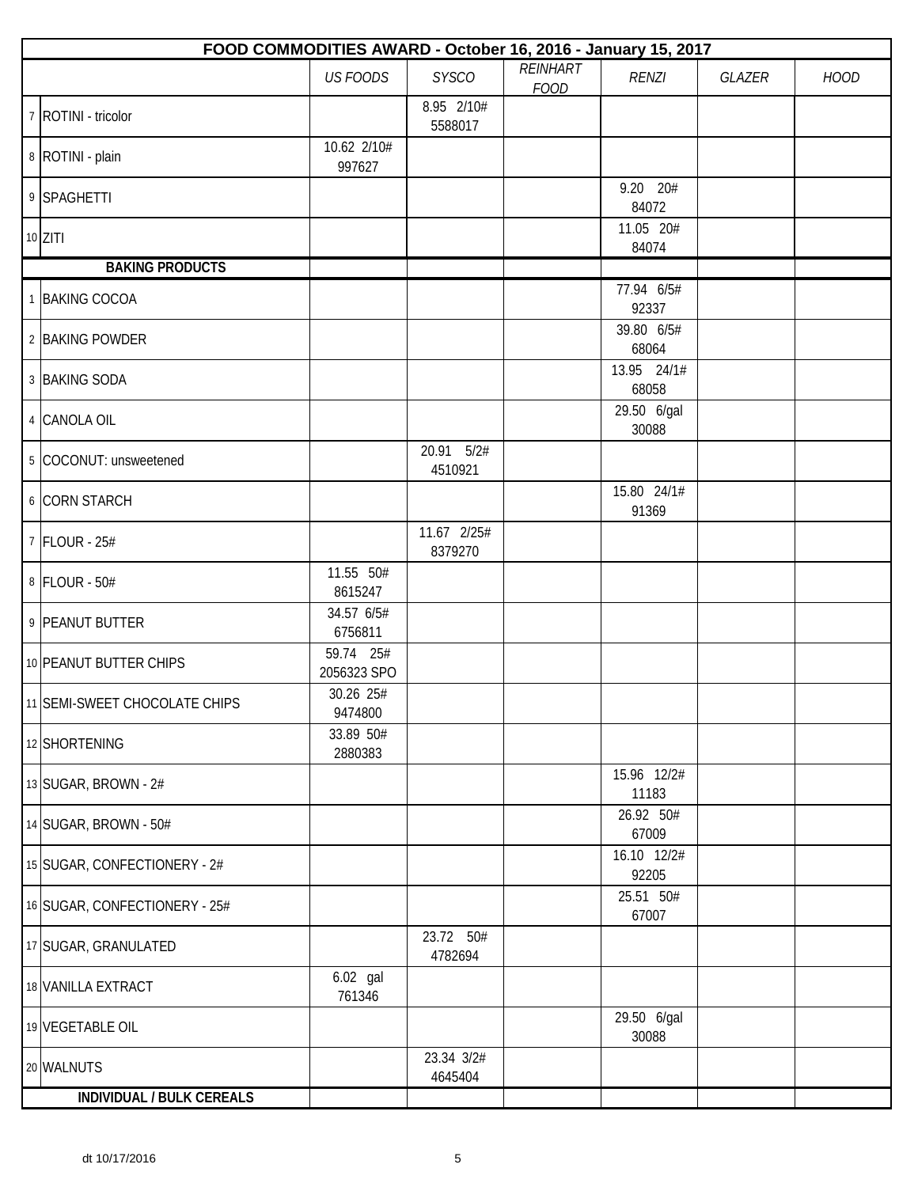| FOOD COMMODITIES AWARD - October 16, 2016 - January 15, 2017 | | | | | | | |
|---|---|---|---|---|---|---|---|
| | | *US FOODS* | *SYSCO* | *REINHART FOOD* | *RENZI* | *GLAZER* | *HOOD* |
| 7 | ROTINI - tricolor | | 8.95 2/10# 5588017 | | | | |
| 8 | ROTINI - plain | 10.62 2/10# 997627 | | | | | |
| 9 | SPAGHETTI | | | | 9.20 20# 84072 | | |
| 10 | ZITI | | | | 11.05 20# 84074 | | |
| | **BAKING PRODUCTS** | | | | | | |
| 1 | BAKING COCOA | | | | 77.94 6/5# 92337 | | |
| 2 | BAKING POWDER | | | | 39.80 6/5# 68064 | | |
| 3 | BAKING SODA | | | | 13.95 24/1# 68058 | | |
| 4 | CANOLA OIL | | | | 29.50 6/gal 30088 | | |
| 5 | COCONUT: unsweetened | | 20.91 5/2# 4510921 | | | | |
| 6 | CORN STARCH | | | | 15.80 24/1# 91369 | | |
| 7 | FLOUR - 25# | | 11.67 2/25# 8379270 | | | | |
| 8 | FLOUR - 50# | 11.55 50# 8615247 | | | | | |
| 9 | PEANUT BUTTER | 34.57 6/5# 6756811 | | | | | |
| 10 | PEANUT BUTTER CHIPS | 59.74 25# 2056323 SPO | | | | | |
| 11 | SEMI-SWEET CHOCOLATE CHIPS | 30.26 25# 9474800 | | | | | |
| 12 | SHORTENING | 33.89 50# 2880383 | | | | | |
| 13 | SUGAR, BROWN - 2# | | | | 15.96 12/2# 11183 | | |
| 14 | SUGAR, BROWN - 50# | | | | 26.92 50# 67009 | | |
| 15 | SUGAR, CONFECTIONERY - 2# | | | | 16.10 12/2# 92205 | | |
| 16 | SUGAR, CONFECTIONERY - 25# | | | | 25.51 50# 67007 | | |
| 17 | SUGAR, GRANULATED | | 23.72 50# 4782694 | | | | |
| 18 | VANILLA EXTRACT | 6.02 gal 761346 | | | | | |
| 19 | VEGETABLE OIL | | | | 29.50 6/gal 30088 | | |
| 20 | WALNUTS | | 23.34 3/2# 4645404 | | | | |
| | **INDIVIDUAL / BULK CEREALS** | | | | | | |

dt 10/17/2016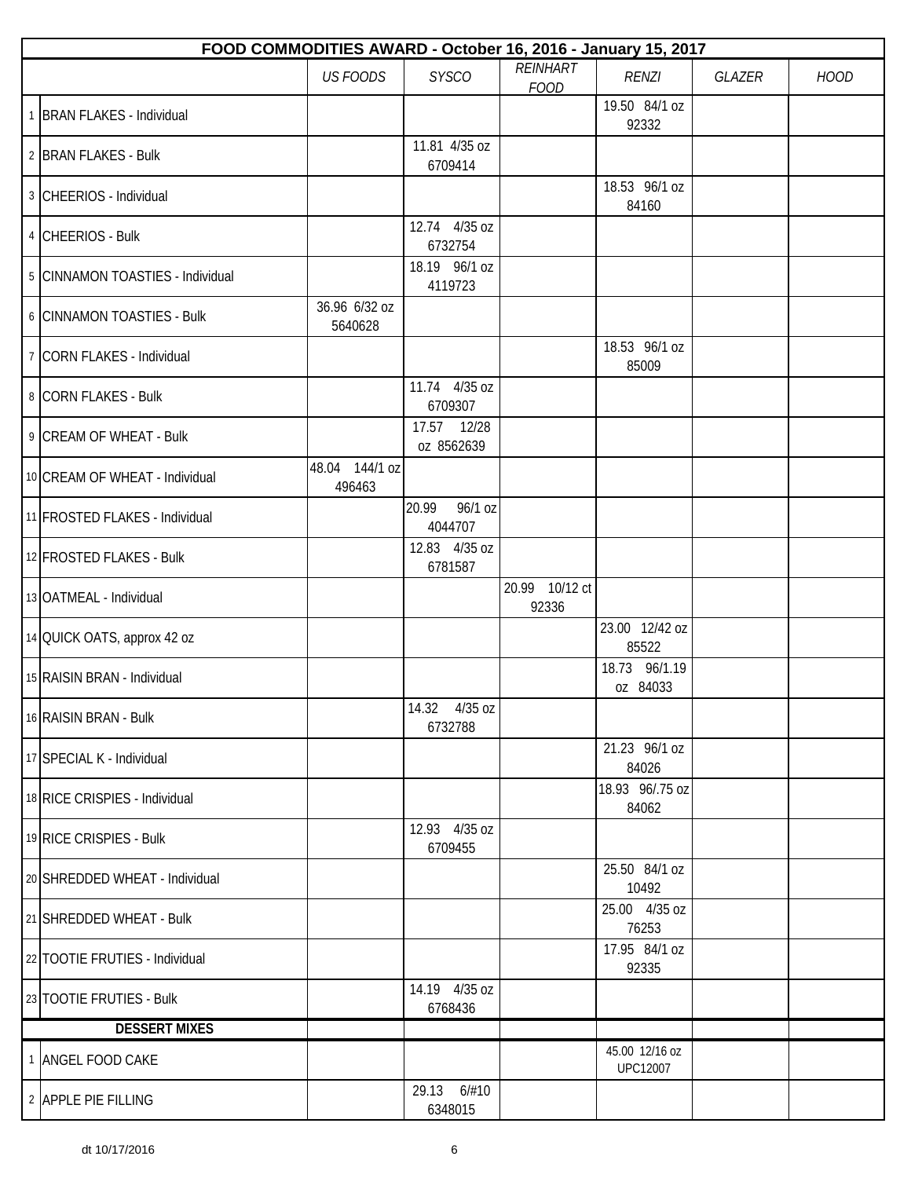| FOOD COMMODITIES AWARD - October 16, 2016 - January 15, 2017 | | | | | | | |
|---|---|---|---|---|---|---|---|
| | *US FOODS* | *SYSCO* | *REINHART FOOD* | *RENZI* | *GLAZER* | *HOOD* |
| 1 BRAN FLAKES - Individual | | | | 19.50 84/1 oz 92332 | | |
| 2 BRAN FLAKES - Bulk | | 11.81 4/35 oz 6709414 | | | | |
| 3 CHEERIOS - Individual | | | | 18.53 96/1 oz 84160 | | |
| 4 CHEERIOS - Bulk | | 12.74 4/35 oz 6732754 | | | | |
| 5 CINNAMON TOASTIES - Individual | | 18.19 96/1 oz 4119723 | | | | |
| 6 CINNAMON TOASTIES - Bulk | 36.96 6/32 oz 5640628 | | | | | |
| 7 CORN FLAKES - Individual | | | | 18.53 96/1 oz 85009 | | |
| 8 CORN FLAKES - Bulk | | 11.74 4/35 oz 6709307 | | | | |
| 9 CREAM OF WHEAT - Bulk | | 17.57 12/28 oz 8562639 | | | | |
| 10 CREAM OF WHEAT - Individual | 48.04 144/1 oz 496463 | | | | | |
| 11 FROSTED FLAKES - Individual | | 20.99 96/1 oz 4044707 | | | | |
| 12 FROSTED FLAKES - Bulk | | 12.83 4/35 oz 6781587 | | | | |
| 13 OATMEAL - Individual | | | 20.99 10/12 ct 92336 | | | |
| 14 QUICK OATS, approx 42 oz | | | | 23.00 12/42 oz 85522 | | |
| 15 RAISIN BRAN - Individual | | | | 18.73 96/1.19 oz 84033 | | |
| 16 RAISIN BRAN - Bulk | | 14.32 4/35 oz 6732788 | | | | |
| 17 SPECIAL K - Individual | | | | 21.23 96/1 oz 84026 | | |
| 18 RICE CRISPIES - Individual | | | | 18.93 96/.75 oz 84062 | | |
| 19 RICE CRISPIES - Bulk | | 12.93 4/35 oz 6709455 | | | | |
| 20 SHREDDED WHEAT - Individual | | | | 25.50 84/1 oz 10492 | | |
| 21 SHREDDED WHEAT - Bulk | | | | 25.00 4/35 oz 76253 | | |
| 22 TOOTIE FRUTIES - Individual | | | | 17.95 84/1 oz 92335 | | |
| 23 TOOTIE FRUTIES - Bulk | | 14.19 4/35 oz 6768436 | | | | |
| **DESSERT MIXES** | | | | | | |
| 1 ANGEL FOOD CAKE | | | | 45.00 12/16 oz UPC12007 | | |
| 2 APPLE PIE FILLING | | 29.13 6/#10 6348015 | | | | |

dt 10/17/2016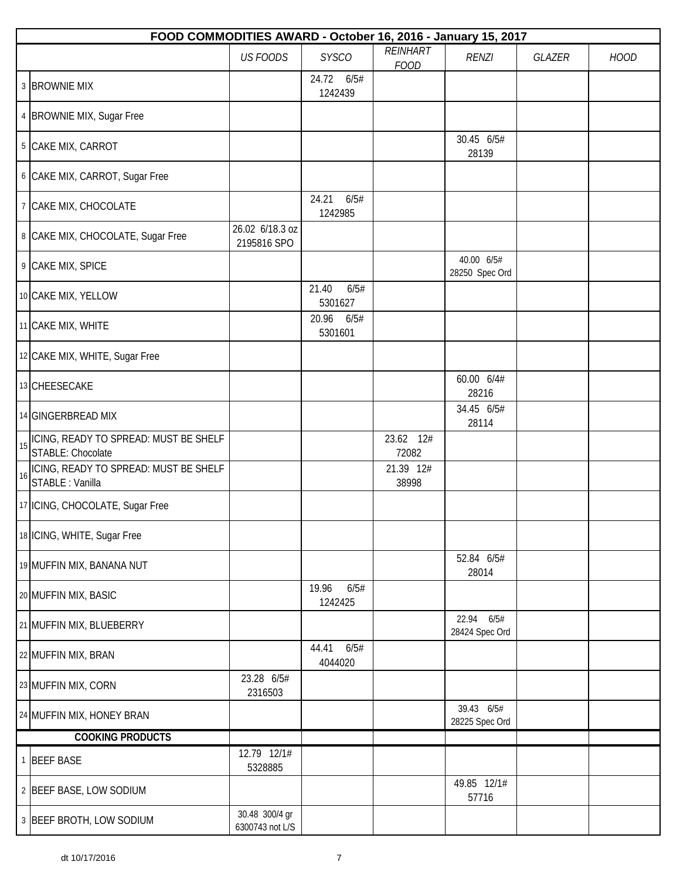| FOOD COMMODITIES AWARD - October 16, 2016 - January 15, 2017 | | | | | | | | |
|---|---|---|---|---|---|---|---|---|
| | | *US FOODS* | *SYSCO* | *REINHART FOOD* | *RENZI* | *GLAZER* | *HOOD* |
| 3 | BROWNIE MIX | | 24.72 6/5# 1242439 | | | | |
| 4 | BROWNIE MIX, Sugar Free | | | | | | |
| 5 | CAKE MIX, CARROT | | | | 30.45 6/5# 28139 | | |
| 6 | CAKE MIX, CARROT, Sugar Free | | | | | | |
| 7 | CAKE MIX, CHOCOLATE | | 24.21 6/5# 1242985 | | | | |
| 8 | CAKE MIX, CHOCOLATE, Sugar Free | 26.02 6/18.3 oz 2195816 SPO | | | | | |
| 9 | CAKE MIX, SPICE | | | | 40.00 6/5# 28250 Spec Ord | | |
| 10 | CAKE MIX, YELLOW | | 21.40 6/5# 5301627 | | | | |
| 11 | CAKE MIX, WHITE | | 20.96 6/5# 5301601 | | | | |
| 12 | CAKE MIX, WHITE, Sugar Free | | | | | | |
| 13 | CHEESECAKE | | | | 60.00 6/4# 28216 | | |
| 14 | GINGERBREAD MIX | | | | 34.45 6/5# 28114 | | |
| 15 | ICING, READY TO SPREAD: MUST BE SHELF STABLE: Chocolate | | | 23.62 12# 72082 | | | |
| 16 | ICING, READY TO SPREAD: MUST BE SHELF STABLE : Vanilla | | | 21.39 12# 38998 | | | |
| 17 | ICING, CHOCOLATE, Sugar Free | | | | | | |
| 18 | ICING, WHITE, Sugar Free | | | | | | |
| 19 | MUFFIN MIX, BANANA NUT | | | | 52.84 6/5# 28014 | | |
| 20 | MUFFIN MIX, BASIC | | 19.96 6/5# 1242425 | | | | |
| 21 | MUFFIN MIX, BLUEBERRY | | | | 22.94 6/5# 28424 Spec Ord | | |
| 22 | MUFFIN MIX, BRAN | | 44.41 6/5# 4044020 | | | | |
| 23 | MUFFIN MIX, CORN | 23.28 6/5# 2316503 | | | | | |
| 24 | MUFFIN MIX, HONEY BRAN | | | | 39.43 6/5# 28225 Spec Ord | | |
| | **COOKING PRODUCTS** | | | | | | |
| 1 | BEEF BASE | 12.79 12/1# 5328885 | | | | | |
| 2 | BEEF BASE, LOW SODIUM | | | | 49.85 12/1# 57716 | | |
| 3 | BEEF BROTH, LOW SODIUM | 30.48 300/4 gr 6300743 not L/S | | | | | |

dt 10/17/2016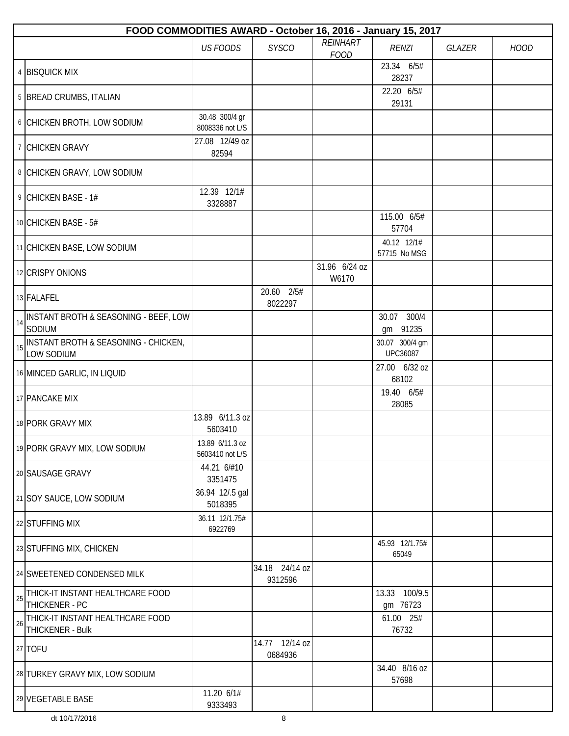| FOOD COMMODITIES AWARD - October 16, 2016 - January 15, 2017 | | | | | | | | |
|---|---|---|---|---|---|---|---|---|
| | | *US FOODS* | *SYSCO* | *REINHART FOOD* | *RENZI* | *GLAZER* | *HOOD* |
| 4 | BISQUICK MIX | | | | 23.34 6/5# 28237 | | |
| 5 | BREAD CRUMBS, ITALIAN | | | | 22.20 6/5# 29131 | | |
| 6 | CHICKEN BROTH, LOW SODIUM | 30.48 300/4 gr 8008336 not L/S | | | | | |
| 7 | CHICKEN GRAVY | 27.08 12/49 oz 82594 | | | | | |
| 8 | CHICKEN GRAVY, LOW SODIUM | | | | | | |
| 9 | CHICKEN BASE - 1# | 12.39 12/1# 3328887 | | | | | |
| 10 | CHICKEN BASE - 5# | | | | 115.00 6/5# 57704 | | |
| 11 | CHICKEN BASE, LOW SODIUM | | | | 40.12 12/1# 57715 No MSG | | |
| 12 | CRISPY ONIONS | | | 31.96 6/24 oz W6170 | | | |
| 13 | FALAFEL | | 20.60 2/5# 8022297 | | | | |
| 14 | INSTANT BROTH & SEASONING - BEEF, LOW SODIUM | | | | 30.07 300/4 gm 91235 | | |
| 15 | INSTANT BROTH & SEASONING - CHICKEN, LOW SODIUM | | | | 30.07 300/4 gm UPC36087 | | |
| 16 | MINCED GARLIC, IN LIQUID | | | | 27.00 6/32 oz 68102 | | |
| 17 | PANCAKE MIX | | | | 19.40 6/5# 28085 | | |
| 18 | PORK GRAVY MIX | 13.89 6/11.3 oz 5603410 | | | | | |
| 19 | PORK GRAVY MIX, LOW SODIUM | 13.89 6/11.3 oz 5603410 not L/S | | | | | |
| 20 | SAUSAGE GRAVY | 44.21 6/#10 3351475 | | | | | |
| 21 | SOY SAUCE, LOW SODIUM | 36.94 12/.5 gal 5018395 | | | | | |
| 22 | STUFFING MIX | 36.11 12/1.75# 6922769 | | | | | |
| 23 | STUFFING MIX, CHICKEN | | | | 45.93 12/1.75# 65049 | | |
| 24 | SWEETENED CONDENSED MILK | | 34.18 24/14 oz 9312596 | | | | |
| 25 | THICK-IT INSTANT HEALTHCARE FOOD THICKENER - PC | | | | 13.33 100/9.5 gm 76723 | | |
| 26 | THICK-IT INSTANT HEALTHCARE FOOD THICKENER - Bulk | | | | 61.00 25# 76732 | | |
| 27 | TOFU | | 14.77 12/14 oz 0684936 | | | | |
| 28 | TURKEY GRAVY MIX, LOW SODIUM | | | | 34.40 8/16 oz 57698 | | |
| 29 | VEGETABLE BASE | 11.20 6/1# 9333493 | | | | | |

dt 10/17/2016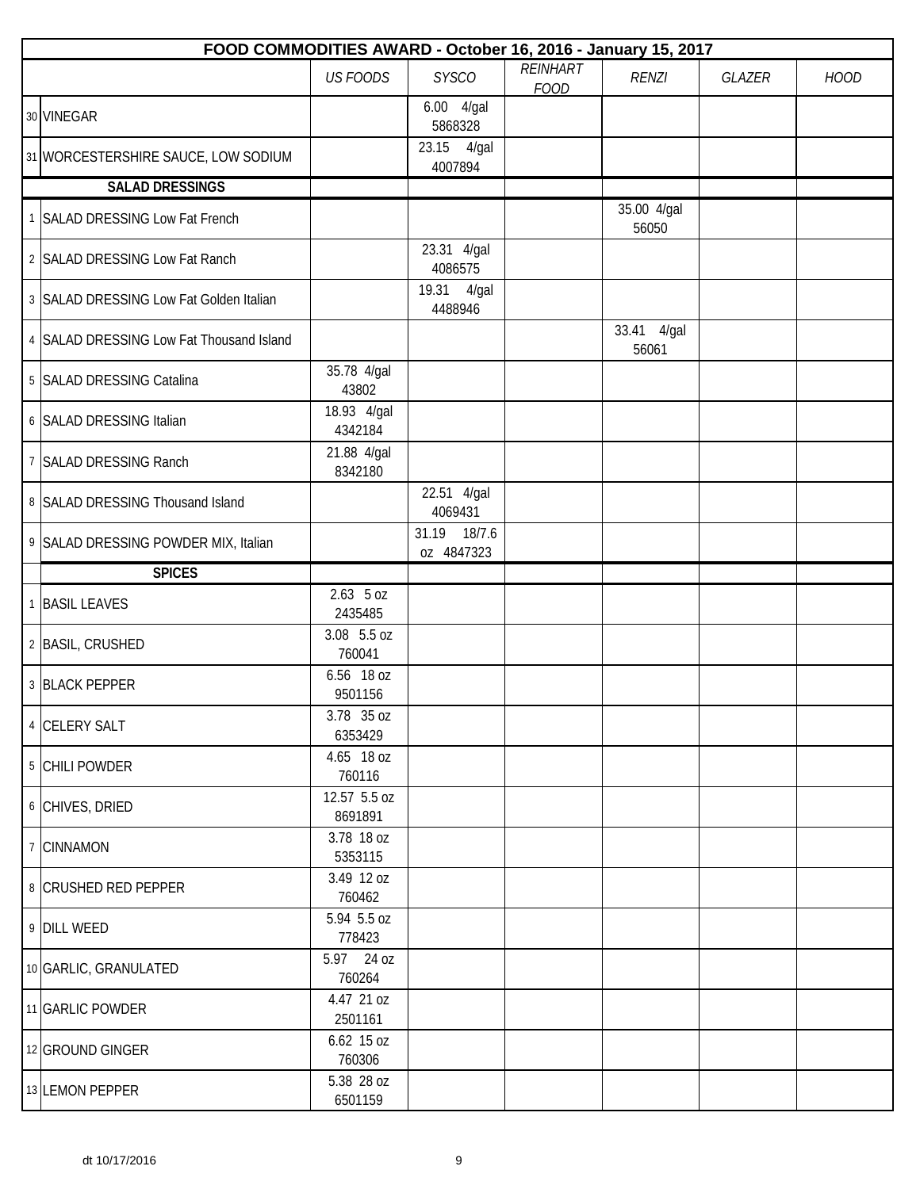| FOOD COMMODITIES AWARD - October 16, 2016 - January 15, 2017 | | | | | | | | |
|---|---|---|---|---|---|---|---|---|
| | | *US FOODS* | *SYSCO* | *REINHART FOOD* | *RENZI* | *GLAZER* | *HOOD* |
| 30 | VINEGAR | | 6.00 4/gal 5868328 | | | | |
| 31 | WORCESTERSHIRE SAUCE, LOW SODIUM | | 23.15 4/gal 4007894 | | | | |
| | **SALAD DRESSINGS** | | | | | | |
| 1 | SALAD DRESSING Low Fat French | | | | 35.00 4/gal 56050 | | |
| 2 | SALAD DRESSING Low Fat Ranch | | 23.31 4/gal 4086575 | | | | |
| 3 | SALAD DRESSING Low Fat Golden Italian | | 19.31 4/gal 4488946 | | | | |
| 4 | SALAD DRESSING Low Fat Thousand Island | | | | 33.41 4/gal 56061 | | |
| 5 | SALAD DRESSING Catalina | 35.78 4/gal 43802 | | | | | |
| 6 | SALAD DRESSING Italian | 18.93 4/gal 4342184 | | | | | |
| 7 | SALAD DRESSING Ranch | 21.88 4/gal 8342180 | | | | | |
| 8 | SALAD DRESSING Thousand Island | | 22.51 4/gal 4069431 | | | | |
| 9 | SALAD DRESSING POWDER MIX, Italian | | 31.19 18/7.6 oz 4847323 | | | | |
| | **SPICES** | | | | | | |
| 1 | BASIL LEAVES | 2.63 5 oz 2435485 | | | | | |
| 2 | BASIL, CRUSHED | 3.08 5.5 oz 760041 | | | | | |
| 3 | BLACK PEPPER | 6.56 18 oz 9501156 | | | | | |
| 4 | CELERY SALT | 3.78 35 oz 6353429 | | | | | |
| 5 | CHILI POWDER | 4.65 18 oz 760116 | | | | | |
| 6 | CHIVES, DRIED | 12.57 5.5 oz 8691891 | | | | | |
| 7 | CINNAMON | 3.78 18 oz 5353115 | | | | | |
| 8 | CRUSHED RED PEPPER | 3.49 12 oz 760462 | | | | | |
| 9 | DILL WEED | 5.94 5.5 oz 778423 | | | | | |
| 10 | GARLIC, GRANULATED | 5.97 24 oz 760264 | | | | | |
| 11 | GARLIC POWDER | 4.47 21 oz 2501161 | | | | | |
| 12 | GROUND GINGER | 6.62 15 oz 760306 | | | | | |
| 13 | LEMON PEPPER | 5.38 28 oz 6501159 | | | | | |

dt 10/17/2016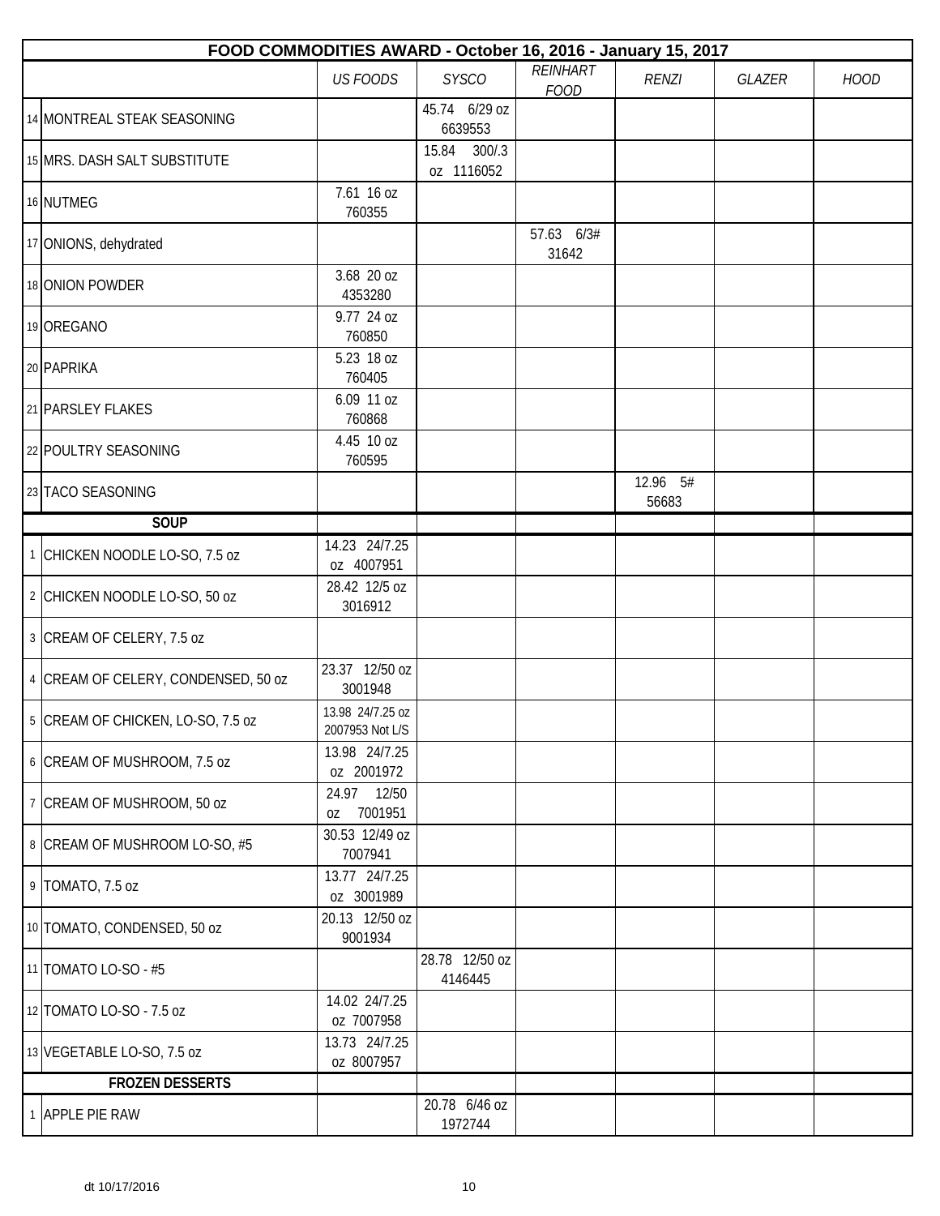| FOOD COMMODITIES AWARD - October 16, 2016 - January 15, 2017 | | | | | | | | |
|---|---|---|---|---|---|---|---|---|
| | | *US FOODS* | *SYSCO* | *REINHART FOOD* | *RENZI* | *GLAZER* | *HOOD* |
| 14 | MONTREAL STEAK SEASONING | | 45.74 6/29 oz 6639553 | | | | |
| 15 | MRS. DASH SALT SUBSTITUTE | | 15.84 300/.3 oz 1116052 | | | | |
| 16 | NUTMEG | 7.61 16 oz 760355 | | | | | |
| 17 | ONIONS, dehydrated | | | 57.63 6/3# 31642 | | | |
| 18 | ONION POWDER | 3.68 20 oz 4353280 | | | | | |
| 19 | OREGANO | 9.77 24 oz 760850 | | | | | |
| 20 | PAPRIKA | 5.23 18 oz 760405 | | | | | |
| 21 | PARSLEY FLAKES | 6.09 11 oz 760868 | | | | | |
| 22 | POULTRY SEASONING | 4.45 10 oz 760595 | | | | | |
| 23 | TACO SEASONING | | | | 12.96 5# 56683 | | |
| | **SOUP** | | | | | | |
| 1 | CHICKEN NOODLE LO-SO, 7.5 oz | 14.23 24/7.25 oz 4007951 | | | | | |
| 2 | CHICKEN NOODLE LO-SO, 50 oz | 28.42 12/5 oz 3016912 | | | | | |
| 3 | CREAM OF CELERY, 7.5 oz | | | | | | |
| 4 | CREAM OF CELERY, CONDENSED, 50 oz | 23.37 12/50 oz 3001948 | | | | | |
| 5 | CREAM OF CHICKEN, LO-SO, 7.5 oz | 13.98 24/7.25 oz 2007953 Not L/S | | | | | |
| 6 | CREAM OF MUSHROOM, 7.5 oz | 13.98 24/7.25 oz 2001972 | | | | | |
| 7 | CREAM OF MUSHROOM, 50 oz | 24.97 12/50 oz 7001951 | | | | | |
| 8 | CREAM OF MUSHROOM LO-SO, #5 | 30.53 12/49 oz 7007941 | | | | | |
| 9 | TOMATO, 7.5 oz | 13.77 24/7.25 oz 3001989 | | | | | |
| 10 | TOMATO, CONDENSED, 50 oz | 20.13 12/50 oz 9001934 | | | | | |
| 11 | TOMATO LO-SO - #5 | | 28.78 12/50 oz 4146445 | | | | |
| 12 | TOMATO LO-SO - 7.5 oz | 14.02 24/7.25 oz 7007958 | | | | | |
| 13 | VEGETABLE LO-SO, 7.5 oz | 13.73 24/7.25 oz 8007957 | | | | | |
| | **FROZEN DESSERTS** | | | | | | |
| 1 | APPLE PIE RAW | | 20.78 6/46 oz 1972744 | | | | |

dt 10/17/2016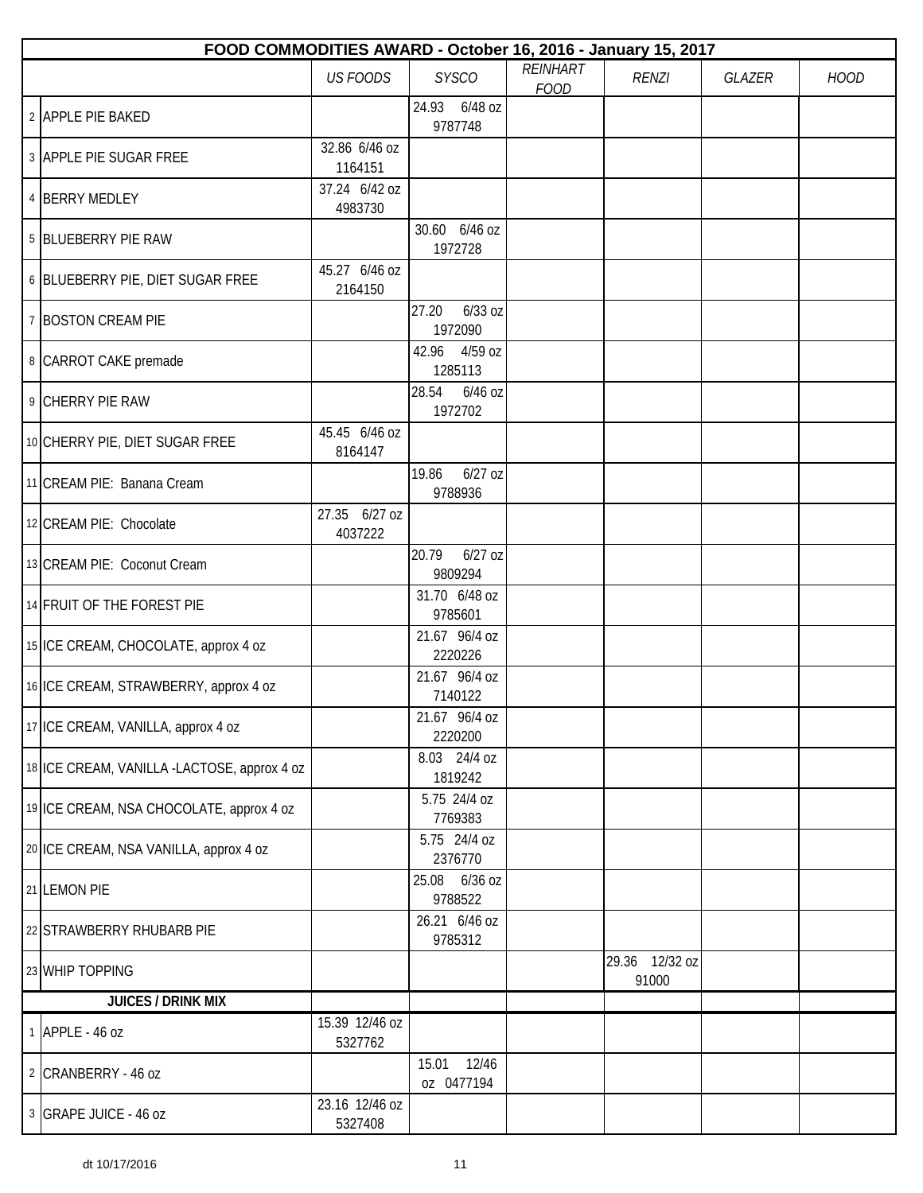| FOOD COMMODITIES AWARD - October 16, 2016 - January 15, 2017 | | | | | | | | |
|---|---|---|---|---|---|---|---|---|
| | | *US FOODS* | *SYSCO* | *REINHART FOOD* | *RENZI* | *GLAZER* | *HOOD* |
| 2 | APPLE PIE BAKED | | 24.93 6/48 oz 9787748 | | | | |
| 3 | APPLE PIE SUGAR FREE | 32.86 6/46 oz 1164151 | | | | | |
| 4 | BERRY MEDLEY | 37.24 6/42 oz 4983730 | | | | | |
| 5 | BLUEBERRY PIE RAW | | 30.60 6/46 oz 1972728 | | | | |
| 6 | BLUEBERRY PIE, DIET SUGAR FREE | 45.27 6/46 oz 2164150 | | | | | |
| 7 | BOSTON CREAM PIE | | 27.20 6/33 oz 1972090 | | | | |
| 8 | CARROT CAKE premade | | 42.96 4/59 oz 1285113 | | | | |
| 9 | CHERRY PIE RAW | | 28.54 6/46 oz 1972702 | | | | |
| 10 | CHERRY PIE, DIET SUGAR FREE | 45.45 6/46 oz 8164147 | | | | | |
| 11 | CREAM PIE: Banana Cream | | 19.86 6/27 oz 9788936 | | | | |
| 12 | CREAM PIE: Chocolate | 27.35 6/27 oz 4037222 | | | | | |
| 13 | CREAM PIE: Coconut Cream | | 20.79 6/27 oz 9809294 | | | | |
| 14 | FRUIT OF THE FOREST PIE | | 31.70 6/48 oz 9785601 | | | | |
| 15 | ICE CREAM, CHOCOLATE, approx 4 oz | | 21.67 96/4 oz 2220226 | | | | |
| 16 | ICE CREAM, STRAWBERRY, approx 4 oz | | 21.67 96/4 oz 7140122 | | | | |
| 17 | ICE CREAM, VANILLA, approx 4 oz | | 21.67 96/4 oz 2220200 | | | | |
| 18 | ICE CREAM, VANILLA -LACTOSE, approx 4 oz | | 8.03 24/4 oz 1819242 | | | | |
| 19 | ICE CREAM, NSA CHOCOLATE, approx 4 oz | | 5.75 24/4 oz 7769383 | | | | |
| 20 | ICE CREAM, NSA VANILLA, approx 4 oz | | 5.75 24/4 oz 2376770 | | | | |
| 21 | LEMON PIE | | 25.08 6/36 oz 9788522 | | | | |
| 22 | STRAWBERRY RHUBARB PIE | | 26.21 6/46 oz 9785312 | | | | |
| 23 | WHIP TOPPING | | | | 29.36 12/32 oz 91000 | | |
| | **JUICES / DRINK MIX** | | | | | | |
| 1 | APPLE - 46 oz | 15.39 12/46 oz 5327762 | | | | | |
| 2 | CRANBERRY - 46 oz | | 15.01 12/46 oz 0477194 | | | | |
| 3 | GRAPE JUICE - 46 oz | 23.16 12/46 oz 5327408 | | | | | |

dt 10/17/2016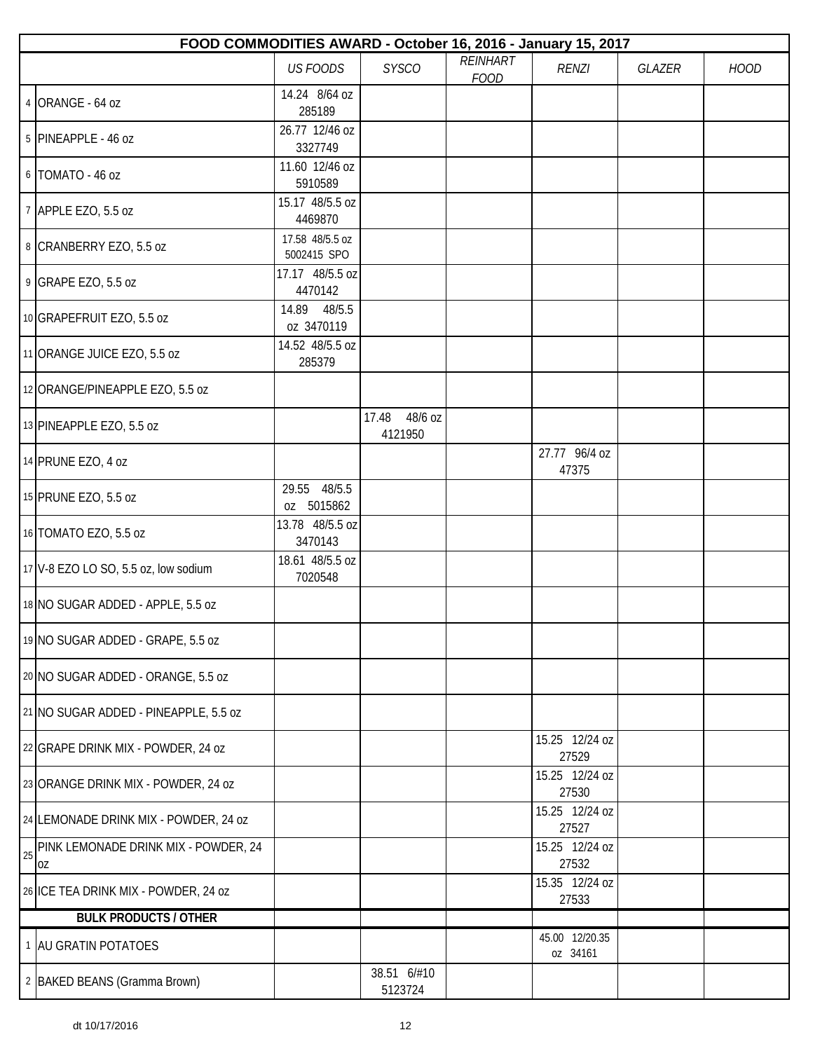| FOOD COMMODITIES AWARD - October 16, 2016 - January 15, 2017 | | | | | | | | |
|---|---|---|---|---|---|---|---|---|
| | | US FOODS | SYSCO | REINHART FOOD | RENZI | GLAZER | HOOD |
| 4 | ORANGE - 64 oz | 14.24 8/64 oz 285189 | | | | | |
| 5 | PINEAPPLE - 46 oz | 26.77 12/46 oz 3327749 | | | | | |
| 6 | TOMATO - 46 oz | 11.60 12/46 oz 5910589 | | | | | |
| 7 | APPLE EZO, 5.5 oz | 15.17 48/5.5 oz 4469870 | | | | | |
| 8 | CRANBERRY EZO, 5.5 oz | 17.58 48/5.5 oz 5002415 SPO | | | | | |
| 9 | GRAPE EZO, 5.5 oz | 17.17 48/5.5 oz 4470142 | | | | | |
| 10 | GRAPEFRUIT EZO, 5.5 oz | 14.89 48/5.5 oz 3470119 | | | | | |
| 11 | ORANGE JUICE EZO, 5.5 oz | 14.52 48/5.5 oz 285379 | | | | | |
| 12 | ORANGE/PINEAPPLE EZO, 5.5 oz | | | | | | |
| 13 | PINEAPPLE EZO, 5.5 oz | | 17.48 48/6 oz 4121950 | | | | |
| 14 | PRUNE EZO, 4 oz | | | | 27.77 96/4 oz 47375 | | |
| 15 | PRUNE EZO, 5.5 oz | 29.55 48/5.5 oz 5015862 | | | | | |
| 16 | TOMATO EZO, 5.5 oz | 13.78 48/5.5 oz 3470143 | | | | | |
| 17 | V-8 EZO LO SO, 5.5 oz, low sodium | 18.61 48/5.5 oz 7020548 | | | | | |
| 18 | NO SUGAR ADDED - APPLE, 5.5 oz | | | | | | |
| 19 | NO SUGAR ADDED - GRAPE, 5.5 oz | | | | | | |
| 20 | NO SUGAR ADDED - ORANGE, 5.5 oz | | | | | | |
| 21 | NO SUGAR ADDED - PINEAPPLE, 5.5 oz | | | | | | |
| 22 | GRAPE DRINK MIX - POWDER, 24 oz | | | | 15.25 12/24 oz 27529 | | |
| 23 | ORANGE DRINK MIX - POWDER, 24 oz | | | | 15.25 12/24 oz 27530 | | |
| 24 | LEMONADE DRINK MIX - POWDER, 24 oz | | | | 15.25 12/24 oz 27527 | | |
| 25 | PINK LEMONADE DRINK MIX - POWDER, 24 oz | | | | 15.25 12/24 oz 27532 | | |
| 26 | ICE TEA DRINK MIX - POWDER, 24 oz | | | | 15.35 12/24 oz 27533 | | |
| | **BULK PRODUCTS / OTHER** | | | | | | |
| 1 | AU GRATIN POTATOES | | | | 45.00 12/20.35 oz 34161 | | |
| 2 | BAKED BEANS (Gramma Brown) | | 38.51 6/#10 5123724 | | | | |

dt 10/17/2016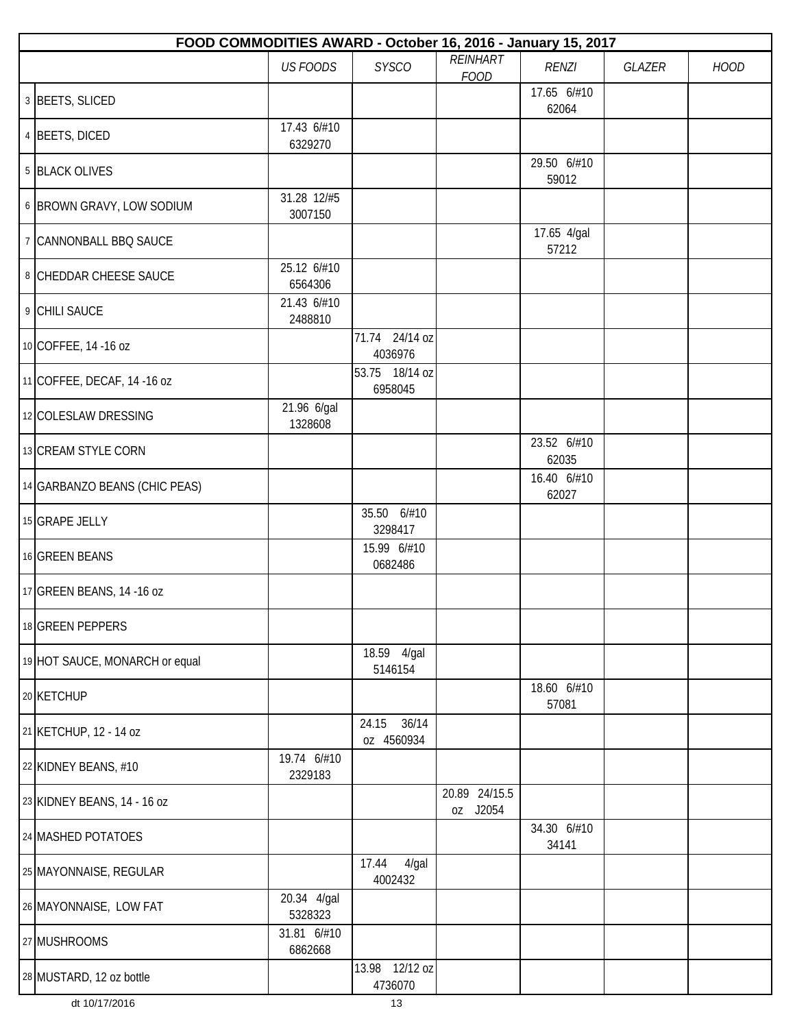| FOOD COMMODITIES AWARD - October 16, 2016 - January 15, 2017 | | | | | | | | |
|---|---|---|---|---|---|---|---|---|
| | | *US FOODS* | *SYSCO* | *REINHART FOOD* | *RENZI* | *GLAZER* | *HOOD* |
| 3 | BEETS, SLICED | | | | 17.65 6/#10 62064 | | |
| 4 | BEETS, DICED | 17.43 6/#10 6329270 | | | | | |
| 5 | BLACK OLIVES | | | | 29.50 6/#10 59012 | | |
| 6 | BROWN GRAVY, LOW SODIUM | 31.28 12/#5 3007150 | | | | | |
| 7 | CANNONBALL BBQ SAUCE | | | | 17.65 4/gal 57212 | | |
| 8 | CHEDDAR CHEESE SAUCE | 25.12 6/#10 6564306 | | | | | |
| 9 | CHILI SAUCE | 21.43 6/#10 2488810 | | | | | |
| 10 | COFFEE, 14 -16 oz | | 71.74 24/14 oz 4036976 | | | | |
| 11 | COFFEE, DECAF, 14 -16 oz | | 53.75 18/14 oz 6958045 | | | | |
| 12 | COLESLAW DRESSING | 21.96 6/gal 1328608 | | | | | |
| 13 | CREAM STYLE CORN | | | | 23.52 6/#10 62035 | | |
| 14 | GARBANZO BEANS (CHIC PEAS) | | | | 16.40 6/#10 62027 | | |
| 15 | GRAPE JELLY | | 35.50 6/#10 3298417 | | | | |
| 16 | GREEN BEANS | | 15.99 6/#10 0682486 | | | | |
| 17 | GREEN BEANS, 14 -16 oz | | | | | | |
| 18 | GREEN PEPPERS | | | | | | |
| 19 | HOT SAUCE, MONARCH or equal | | 18.59 4/gal 5146154 | | | | |
| 20 | KETCHUP | | | | 18.60 6/#10 57081 | | |
| 21 | KETCHUP, 12 - 14 oz | | 24.15 36/14 oz 4560934 | | | | |
| 22 | KIDNEY BEANS, #10 | 19.74 6/#10 2329183 | | | | | |
| 23 | KIDNEY BEANS, 14 - 16 oz | | | 20.89 24/15.5 oz J2054 | | | |
| 24 | MASHED POTATOES | | | | 34.30 6/#10 34141 | | |
| 25 | MAYONNAISE, REGULAR | | 17.44 4/gal 4002432 | | | | |
| 26 | MAYONNAISE, LOW FAT | 20.34 4/gal 5328323 | | | | | |
| 27 | MUSHROOMS | 31.81 6/#10 6862668 | | | | | |
| 28 | MUSTARD, 12 oz bottle | | 13.98 12/12 oz 4736070 | | | | |

dt 10/17/2016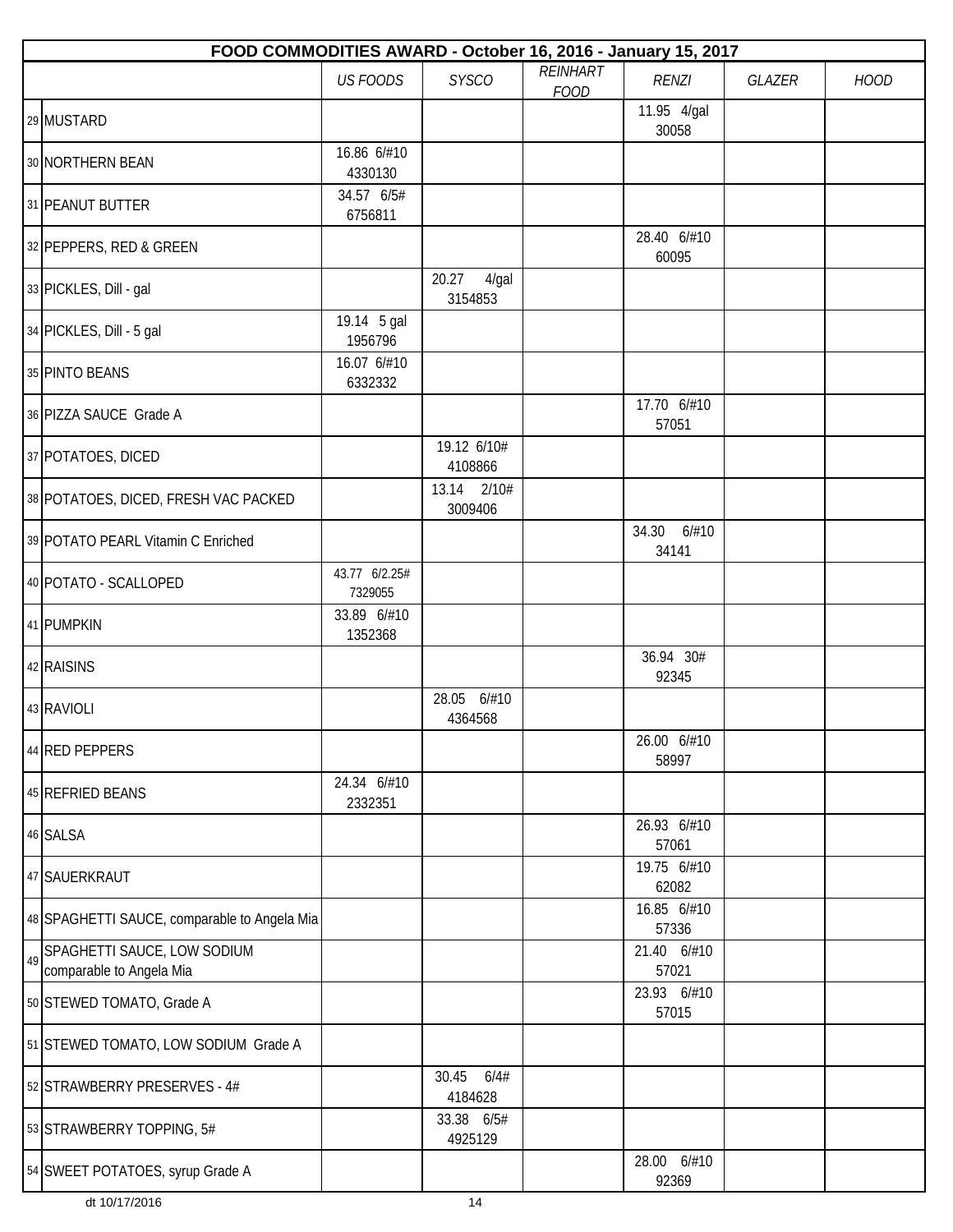| FOOD COMMODITIES AWARD - October 16, 2016 - January 15, 2017 | | | | | | | |
|---|---|---|---|---|---|---|---|
| | *US FOODS* | *SYSCO* | *REINHART FOOD* | *RENZI* | *GLAZER* | *HOOD* |
| 29 MUSTARD | | | | 11.95 4/gal 30058 | | |
| 30 NORTHERN BEAN | 16.86 6/#10 4330130 | | | | | |
| 31 PEANUT BUTTER | 34.57 6/5# 6756811 | | | | | |
| 32 PEPPERS, RED & GREEN | | | | 28.40 6/#10 60095 | | |
| 33 PICKLES, Dill - gal | | 20.27 4/gal 3154853 | | | | |
| 34 PICKLES, Dill - 5 gal | 19.14 5 gal 1956796 | | | | | |
| 35 PINTO BEANS | 16.07 6/#10 6332332 | | | | | |
| 36 PIZZA SAUCE Grade A | | | | 17.70 6/#10 57051 | | |
| 37 POTATOES, DICED | | 19.12 6/10# 4108866 | | | | |
| 38 POTATOES, DICED, FRESH VAC PACKED | | 13.14 2/10# 3009406 | | | | |
| 39 POTATO PEARL Vitamin C Enriched | | | | 34.30 6/#10 34141 | | |
| 40 POTATO - SCALLOPED | 43.77 6/2.25# 7329055 | | | | | |
| 41 PUMPKIN | 33.89 6/#10 1352368 | | | | | |
| 42 RAISINS | | | | 36.94 30# 92345 | | |
| 43 RAVIOLI | | 28.05 6/#10 4364568 | | | | |
| 44 RED PEPPERS | | | | 26.00 6/#10 58997 | | |
| 45 REFRIED BEANS | 24.34 6/#10 2332351 | | | | | |
| 46 SALSA | | | | 26.93 6/#10 57061 | | |
| 47 SAUERKRAUT | | | | 19.75 6/#10 62082 | | |
| 48 SPAGHETTI SAUCE, comparable to Angela Mia | | | | 16.85 6/#10 57336 | | |
| 49 SPAGHETTI SAUCE, LOW SODIUM comparable to Angela Mia | | | | 21.40 6/#10 57021 | | |
| 50 STEWED TOMATO, Grade A | | | | 23.93 6/#10 57015 | | |
| 51 STEWED TOMATO, LOW SODIUM Grade A | | | | | | |
| 52 STRAWBERRY PRESERVES - 4# | | 30.45 6/4# 4184628 | | | | |
| 53 STRAWBERRY TOPPING, 5# | | 33.38 6/5# 4925129 | | | | |
| 54 SWEET POTATOES, syrup Grade A | | | | 28.00 6/#10 92369 | | |

dt 10/17/2016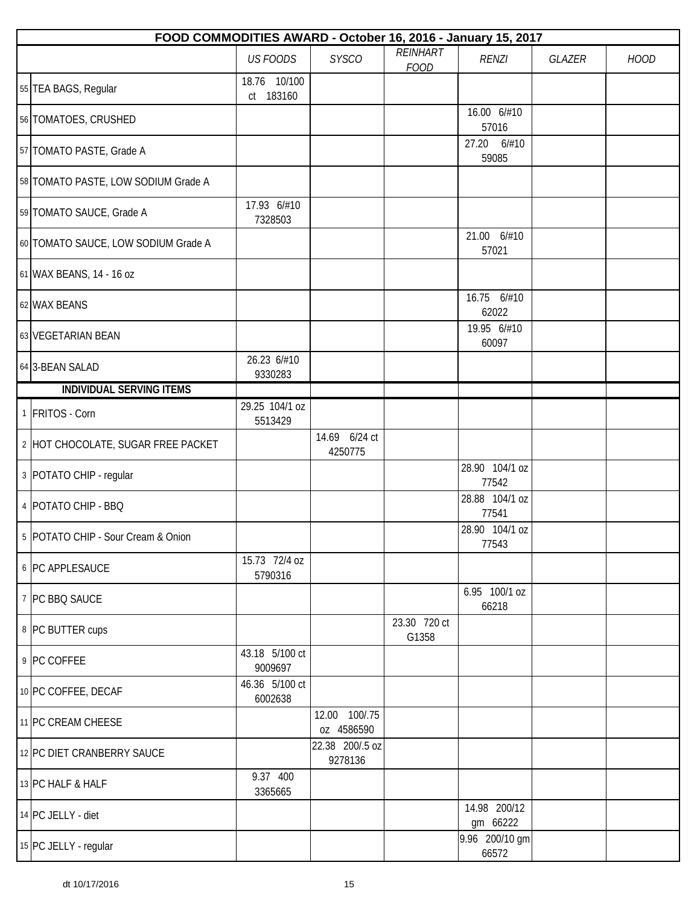| | FOOD COMMODITIES AWARD - October 16, 2016 - January 15, 2017 | | | | | | |
|---|---|---|---|---|---|---|---|
| | | *US FOODS* | *SYSCO* | *REINHART FOOD* | *RENZI* | *GLAZER* | *HOOD* |
| 55 | TEA BAGS, Regular | 18.76 10/100 ct 183160 | | | | | |
| 56 | TOMATOES, CRUSHED | | | | 16.00 6/#10 57016 | | |
| 57 | TOMATO PASTE, Grade A | | | | 27.20 6/#10 59085 | | |
| 58 | TOMATO PASTE, LOW SODIUM Grade A | | | | | | |
| 59 | TOMATO SAUCE, Grade A | 17.93 6/#10 7328503 | | | | | |
| 60 | TOMATO SAUCE, LOW SODIUM Grade A | | | | 21.00 6/#10 57021 | | |
| 61 | WAX BEANS, 14 - 16 oz | | | | | | |
| 62 | WAX BEANS | | | | 16.75 6/#10 62022 | | |
| 63 | VEGETARIAN BEAN | | | | 19.95 6/#10 60097 | | |
| 64 | 3-BEAN SALAD | 26.23 6/#10 9330283 | | | | | |
| | **INDIVIDUAL SERVING ITEMS** | | | | | | |
| 1 | FRITOS - Corn | 29.25 104/1 oz 5513429 | | | | | |
| 2 | HOT CHOCOLATE, SUGAR FREE PACKET | | 14.69 6/24 ct 4250775 | | | | |
| 3 | POTATO CHIP - regular | | | | 28.90 104/1 oz 77542 | | |
| 4 | POTATO CHIP - BBQ | | | | 28.88 104/1 oz 77541 | | |
| 5 | POTATO CHIP - Sour Cream & Onion | | | | 28.90 104/1 oz 77543 | | |
| 6 | PC APPLESAUCE | 15.73 72/4 oz 5790316 | | | | | |
| 7 | PC BBQ SAUCE | | | | 6.95 100/1 oz 66218 | | |
| 8 | PC BUTTER cups | | | 23.30 720 ct G1358 | | | |
| 9 | PC COFFEE | 43.18 5/100 ct 9009697 | | | | | |
| 10 | PC COFFEE, DECAF | 46.36 5/100 ct 6002638 | | | | | |
| 11 | PC CREAM CHEESE | | 12.00 100/.75 oz 4586590 | | | | |
| 12 | PC DIET CRANBERRY SAUCE | | 22.38 200/.5 oz 9278136 | | | | |
| 13 | PC HALF & HALF | 9.37 400 3365665 | | | | | |
| 14 | PC JELLY - diet | | | | 14.98 200/12 gm 66222 | | |
| 15 | PC JELLY - regular | | | | 9.96 200/10 gm 66572 | | |

dt 10/17/2016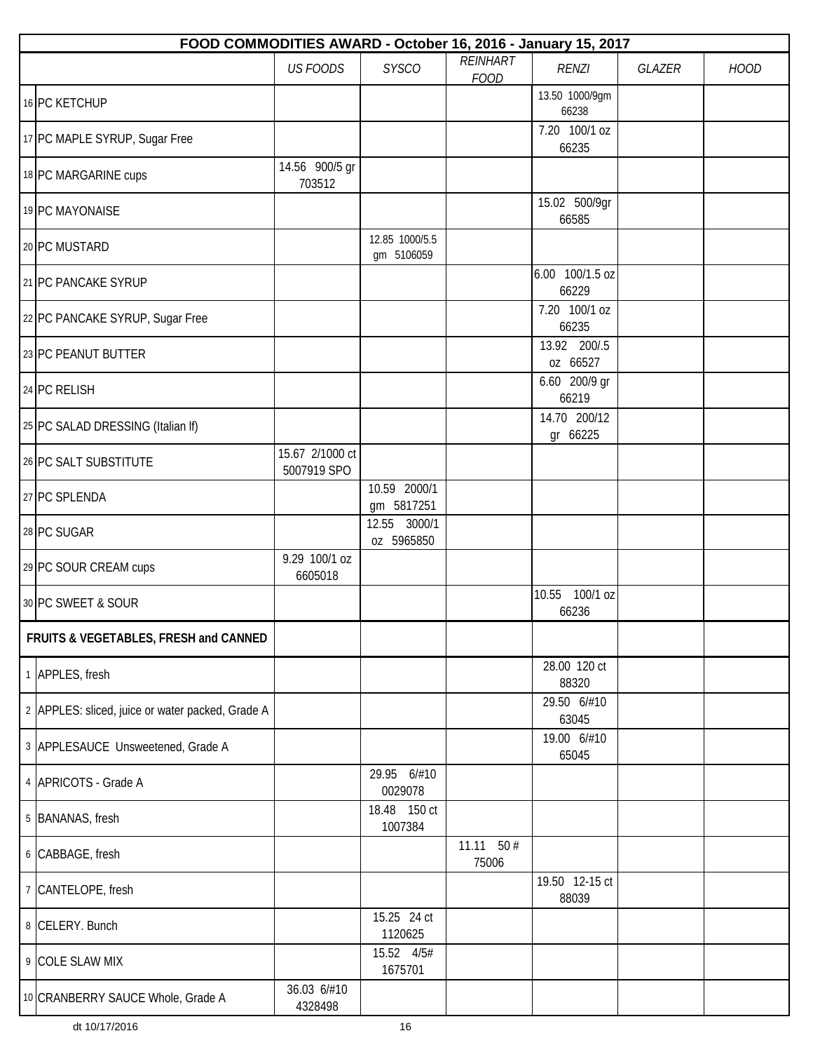| FOOD COMMODITIES AWARD - October 16, 2016 - January 15, 2017 | | | | | | | |
|---|---|---|---|---|---|---|---|
| | *US FOODS* | *SYSCO* | *REINHART FOOD* | *RENZI* | *GLAZER* | *HOOD* |
| 16 PC KETCHUP | | | | 13.50 1000/9gm 66238 | | |
| 17 PC MAPLE SYRUP, Sugar Free | | | | 7.20 100/1 oz 66235 | | |
| 18 PC MARGARINE cups | 14.56 900/5 gr 703512 | | | | | |
| 19 PC MAYONAISE | | | | 15.02 500/9gr 66585 | | |
| 20 PC MUSTARD | | 12.85 1000/5.5 gm 5106059 | | | | |
| 21 PC PANCAKE SYRUP | | | | 6.00 100/1.5 oz 66229 | | |
| 22 PC PANCAKE SYRUP, Sugar Free | | | | 7.20 100/1 oz 66235 | | |
| 23 PC PEANUT BUTTER | | | | 13.92 200/.5 oz 66527 | | |
| 24 PC RELISH | | | | 6.60 200/9 gr 66219 | | |
| 25 PC SALAD DRESSING (Italian lf) | | | | 14.70 200/12 gr 66225 | | |
| 26 PC SALT SUBSTITUTE | 15.67 2/1000 ct 5007919 SPO | | | | | |
| 27 PC SPLENDA | | 10.59 2000/1 gm 5817251 | | | | |
| 28 PC SUGAR | | 12.55 3000/1 oz 5965850 | | | | |
| 29 PC SOUR CREAM cups | 9.29 100/1 oz 6605018 | | | | | |
| 30 PC SWEET & SOUR | | | | 10.55 100/1 oz 66236 | | |
| **FRUITS & VEGETABLES, FRESH and CANNED** | | | | | | |
| 1 APPLES, fresh | | | | 28.00 120 ct 88320 | | |
| 2 APPLES: sliced, juice or water packed, Grade A | | | | 29.50 6/#10 63045 | | |
| 3 APPLESAUCE Unsweetened, Grade A | | | | 19.00 6/#10 65045 | | |
| 4 APRICOTS - Grade A | | 29.95 6/#10 0029078 | | | | |
| 5 BANANAS, fresh | | 18.48 150 ct 1007384 | | | | |
| 6 CABBAGE, fresh | | | 11.11 50 # 75006 | | | |
| 7 CANTELOPE, fresh | | | | 19.50 12-15 ct 88039 | | |
| 8 CELERY. Bunch | | 15.25 24 ct 1120625 | | | | |
| 9 COLE SLAW MIX | | 15.52 4/5# 1675701 | | | | |
| 10 CRANBERRY SAUCE Whole, Grade A | 36.03 6/#10 4328498 | | | | | |

dt 10/17/2016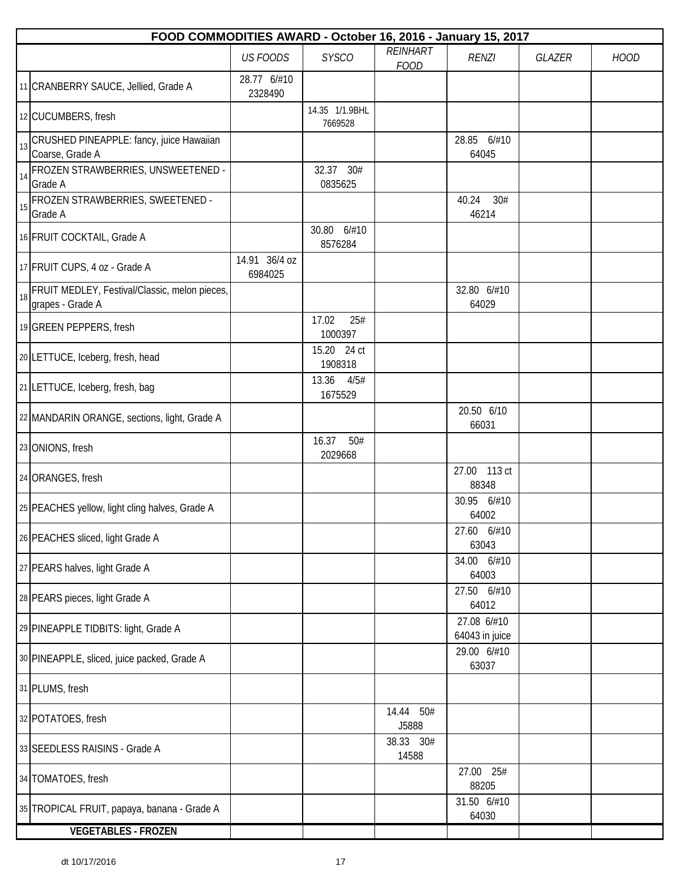| FOOD COMMODITIES AWARD - October 16, 2016 - January 15, 2017 | | | | | | | |
|---|---|---|---|---|---|---|---|
| | | *US FOODS* | *SYSCO* | *REINHART FOOD* | *RENZI* | *GLAZER* | *HOOD* |
| 11 | CRANBERRY SAUCE, Jellied, Grade A | 28.77 6/#10 2328490 | | | | | |
| 12 | CUCUMBERS, fresh | | 14.35 1/1.9BHL 7669528 | | | | |
| 13 | CRUSHED PINEAPPLE: fancy, juice Hawaiian Coarse, Grade A | | | | 28.85 6/#10 64045 | | |
| 14 | FROZEN STRAWBERRIES, UNSWEETENED - Grade A | | 32.37 30# 0835625 | | | | |
| 15 | FROZEN STRAWBERRIES, SWEETENED - Grade A | | | | 40.24 30# 46214 | | |
| 16 | FRUIT COCKTAIL, Grade A | | 30.80 6/#10 8576284 | | | | |
| 17 | FRUIT CUPS, 4 oz - Grade A | 14.91 36/4 oz 6984025 | | | | | |
| 18 | FRUIT MEDLEY, Festival/Classic, melon pieces, grapes - Grade A | | | | 32.80 6/#10 64029 | | |
| 19 | GREEN PEPPERS, fresh | | 17.02 25# 1000397 | | | | |
| 20 | LETTUCE, Iceberg, fresh, head | | 15.20 24 ct 1908318 | | | | |
| 21 | LETTUCE, Iceberg, fresh, bag | | 13.36 4/5# 1675529 | | | | |
| 22 | MANDARIN ORANGE, sections, light, Grade A | | | | 20.50 6/10 66031 | | |
| 23 | ONIONS, fresh | | 16.37 50# 2029668 | | | | |
| 24 | ORANGES, fresh | | | | 27.00 113 ct 88348 | | |
| 25 | PEACHES yellow, light cling halves, Grade A | | | | 30.95 6/#10 64002 | | |
| 26 | PEACHES sliced, light Grade A | | | | 27.60 6/#10 63043 | | |
| 27 | PEARS halves, light Grade A | | | | 34.00 6/#10 64003 | | |
| 28 | PEARS pieces, light Grade A | | | | 27.50 6/#10 64012 | | |
| 29 | PINEAPPLE TIDBITS: light, Grade A | | | | 27.08 6/#10 64043 in juice | | |
| 30 | PINEAPPLE, sliced, juice packed, Grade A | | | | 29.00 6/#10 63037 | | |
| 31 | PLUMS, fresh | | | | | | |
| 32 | POTATOES, fresh | | | 14.44 50# J5888 | | | |
| 33 | SEEDLESS RAISINS - Grade A | | | 38.33 30# 14588 | | | |
| 34 | TOMATOES, fresh | | | | 27.00 25# 88205 | | |
| 35 | TROPICAL FRUIT, papaya, banana - Grade A | | | | 31.50 6/#10 64030 | | |
| | **VEGETABLES - FROZEN** | | | | | | |

dt 10/17/2016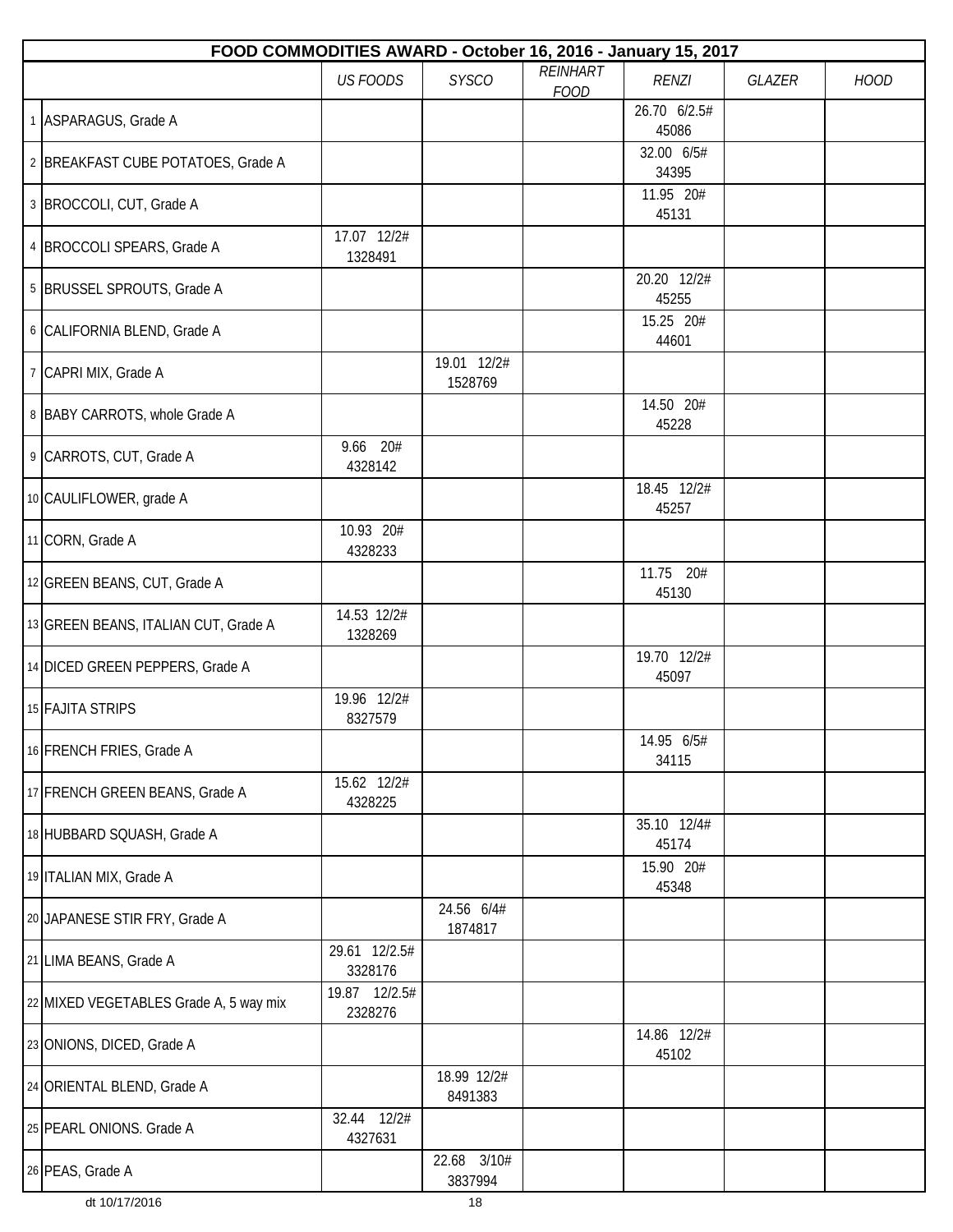| FOOD COMMODITIES AWARD - October 16, 2016 - January 15, 2017 | | | | | | | | |
|---|---|---|---|---|---|---|---|---|
| | | *US FOODS* | *SYSCO* | *REINHART FOOD* | *RENZI* | *GLAZER* | *HOOD* |
| 1 | ASPARAGUS, Grade A | | | | 26.70 6/2.5# 45086 | | |
| 2 | BREAKFAST CUBE POTATOES, Grade A | | | | 32.00 6/5# 34395 | | |
| 3 | BROCCOLI, CUT, Grade A | | | | 11.95 20# 45131 | | |
| 4 | BROCCOLI SPEARS, Grade A | 17.07 12/2# 1328491 | | | | | |
| 5 | BRUSSEL SPROUTS, Grade A | | | | 20.20 12/2# 45255 | | |
| 6 | CALIFORNIA BLEND, Grade A | | | | 15.25 20# 44601 | | |
| 7 | CAPRI MIX, Grade A | | 19.01 12/2# 1528769 | | | | |
| 8 | BABY CARROTS, whole Grade A | | | | 14.50 20# 45228 | | |
| 9 | CARROTS, CUT, Grade A | 9.66 20# 4328142 | | | | | |
| 10 | CAULIFLOWER, grade A | | | | 18.45 12/2# 45257 | | |
| 11 | CORN, Grade A | 10.93 20# 4328233 | | | | | |
| 12 | GREEN BEANS, CUT, Grade A | | | | 11.75 20# 45130 | | |
| 13 | GREEN BEANS, ITALIAN CUT, Grade A | 14.53 12/2# 1328269 | | | | | |
| 14 | DICED GREEN PEPPERS, Grade A | | | | 19.70 12/2# 45097 | | |
| 15 | FAJITA STRIPS | 19.96 12/2# 8327579 | | | | | |
| 16 | FRENCH FRIES, Grade A | | | | 14.95 6/5# 34115 | | |
| 17 | FRENCH GREEN BEANS, Grade A | 15.62 12/2# 4328225 | | | | | |
| 18 | HUBBARD SQUASH, Grade A | | | | 35.10 12/4# 45174 | | |
| 19 | ITALIAN MIX, Grade A | | | | 15.90 20# 45348 | | |
| 20 | JAPANESE STIR FRY, Grade A | | 24.56 6/4# 1874817 | | | | |
| 21 | LIMA BEANS, Grade A | 29.61 12/2.5# 3328176 | | | | | |
| 22 | MIXED VEGETABLES Grade A, 5 way mix | 19.87 12/2.5# 2328276 | | | | | |
| 23 | ONIONS, DICED, Grade A | | | | 14.86 12/2# 45102 | | |
| 24 | ORIENTAL BLEND, Grade A | | 18.99 12/2# 8491383 | | | | |
| 25 | PEARL ONIONS. Grade A | 32.44 12/2# 4327631 | | | | | |
| 26 | PEAS, Grade A | | 22.68 3/10# 3837994 | | | | |

dt 10/17/2016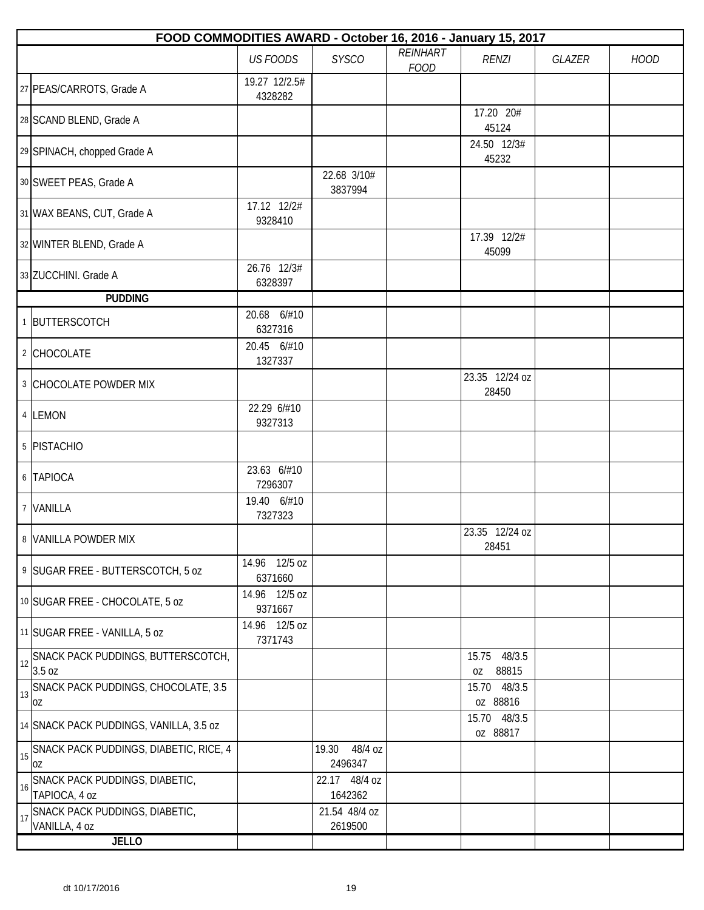| FOOD COMMODITIES AWARD - October 16, 2016 - January 15, 2017 | | | | | | | | |
|---|---|---|---|---|---|---|---|---|
| | | *US FOODS* | *SYSCO* | *REINHART FOOD* | *RENZI* | *GLAZER* | *HOOD* |
| 27 | PEAS/CARROTS, Grade A | 19.27 12/2.5# 4328282 | | | | | |
| 28 | SCAND BLEND, Grade A | | | | 17.20 20# 45124 | | |
| 29 | SPINACH, chopped Grade A | | | | 24.50 12/3# 45232 | | |
| 30 | SWEET PEAS, Grade A | | 22.68 3/10# 3837994 | | | | |
| 31 | WAX BEANS, CUT, Grade A | 17.12 12/2# 9328410 | | | | | |
| 32 | WINTER BLEND, Grade A | | | | 17.39 12/2# 45099 | | |
| 33 | ZUCCHINI. Grade A | 26.76 12/3# 6328397 | | | | | |
| | **PUDDING** | | | | | | |
| 1 | BUTTERSCOTCH | 20.68 6/#10 6327316 | | | | | |
| 2 | CHOCOLATE | 20.45 6/#10 1327337 | | | | | |
| 3 | CHOCOLATE POWDER MIX | | | | 23.35 12/24 oz 28450 | | |
| 4 | LEMON | 22.29 6/#10 9327313 | | | | | |
| 5 | PISTACHIO | | | | | | |
| 6 | TAPIOCA | 23.63 6/#10 7296307 | | | | | |
| 7 | VANILLA | 19.40 6/#10 7327323 | | | | | |
| 8 | VANILLA POWDER MIX | | | | 23.35 12/24 oz 28451 | | |
| 9 | SUGAR FREE - BUTTERSCOTCH, 5 oz | 14.96 12/5 oz 6371660 | | | | | |
| 10 | SUGAR FREE - CHOCOLATE, 5 oz | 14.96 12/5 oz 9371667 | | | | | |
| 11 | SUGAR FREE - VANILLA, 5 oz | 14.96 12/5 oz 7371743 | | | | | |
| 12 | SNACK PACK PUDDINGS, BUTTERSCOTCH, 3.5 oz | | | | 15.75 48/3.5 oz 88815 | | |
| 13 | SNACK PACK PUDDINGS, CHOCOLATE, 3.5 oz | | | | 15.70 48/3.5 oz 88816 | | |
| 14 | SNACK PACK PUDDINGS, VANILLA, 3.5 oz | | | | 15.70 48/3.5 oz 88817 | | |
| 15 | SNACK PACK PUDDINGS, DIABETIC, RICE, 4 oz | | 19.30 48/4 oz 2496347 | | | | |
| 16 | SNACK PACK PUDDINGS, DIABETIC, TAPIOCA, 4 oz | | 22.17 48/4 oz 1642362 | | | | |
| 17 | SNACK PACK PUDDINGS, DIABETIC, VANILLA, 4 oz | | 21.54 48/4 oz 2619500 | | | | |
| | **JELLO** | | | | | | |

dt 10/17/2016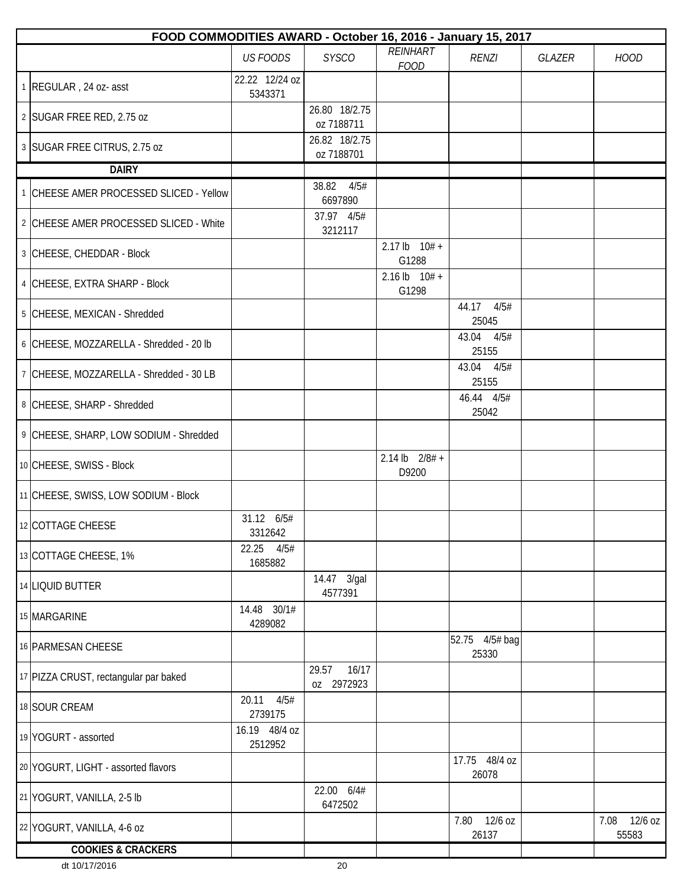| FOOD COMMODITIES AWARD - October 16, 2016 - January 15, 2017 | | | | | | | | |
|---|---|---|---|---|---|---|---|---|
| | | *US FOODS* | *SYSCO* | *REINHART FOOD* | *RENZI* | *GLAZER* | *HOOD* |
| 1 | REGULAR , 24 oz- asst | 22.22 12/24 oz 5343371 | | | | | |
| 2 | SUGAR FREE RED, 2.75 oz | | 26.80 18/2.75 oz 7188711 | | | | |
| 3 | SUGAR FREE CITRUS, 2.75 oz | | 26.82 18/2.75 oz 7188701 | | | | |
| | **DAIRY** | | | | | | |
| 1 | CHEESE AMER PROCESSED SLICED - Yellow | | 38.82 4/5# 6697890 | | | | |
| 2 | CHEESE AMER PROCESSED SLICED - White | | 37.97 4/5# 3212117 | | | | |
| 3 | CHEESE, CHEDDAR - Block | | | 2.17 lb 10# + G1288 | | | |
| 4 | CHEESE, EXTRA SHARP - Block | | | 2.16 lb 10# + G1298 | | | |
| 5 | CHEESE, MEXICAN - Shredded | | | | 44.17 4/5# 25045 | | |
| 6 | CHEESE, MOZZARELLA - Shredded - 20 lb | | | | 43.04 4/5# 25155 | | |
| 7 | CHEESE, MOZZARELLA - Shredded - 30 LB | | | | 43.04 4/5# 25155 | | |
| 8 | CHEESE, SHARP - Shredded | | | | 46.44 4/5# 25042 | | |
| 9 | CHEESE, SHARP, LOW SODIUM - Shredded | | | | | | |
| 10 | CHEESE, SWISS - Block | | | 2.14 lb 2/8# + D9200 | | | |
| 11 | CHEESE, SWISS, LOW SODIUM - Block | | | | | | |
| 12 | COTTAGE CHEESE | 31.12 6/5# 3312642 | | | | | |
| 13 | COTTAGE CHEESE, 1% | 22.25 4/5# 1685882 | | | | | |
| 14 | LIQUID BUTTER | | 14.47 3/gal 4577391 | | | | |
| 15 | MARGARINE | 14.48 30/1# 4289082 | | | | | |
| 16 | PARMESAN CHEESE | | | | 52.75 4/5# bag 25330 | | |
| 17 | PIZZA CRUST, rectangular par baked | | 29.57 16/17 oz 2972923 | | | | |
| 18 | SOUR CREAM | 20.11 4/5# 2739175 | | | | | |
| 19 | YOGURT - assorted | 16.19 48/4 oz 2512952 | | | | | |
| 20 | YOGURT, LIGHT - assorted flavors | | | | 17.75 48/4 oz 26078 | | |
| 21 | YOGURT, VANILLA, 2-5 lb | | 22.00 6/4# 6472502 | | | | |
| 22 | YOGURT, VANILLA, 4-6 oz | | | | 7.80 12/6 oz 26137 | | 7.08 12/6 oz 55583 |
| | **COOKIES & CRACKERS** | | | | | | |

dt 10/17/2016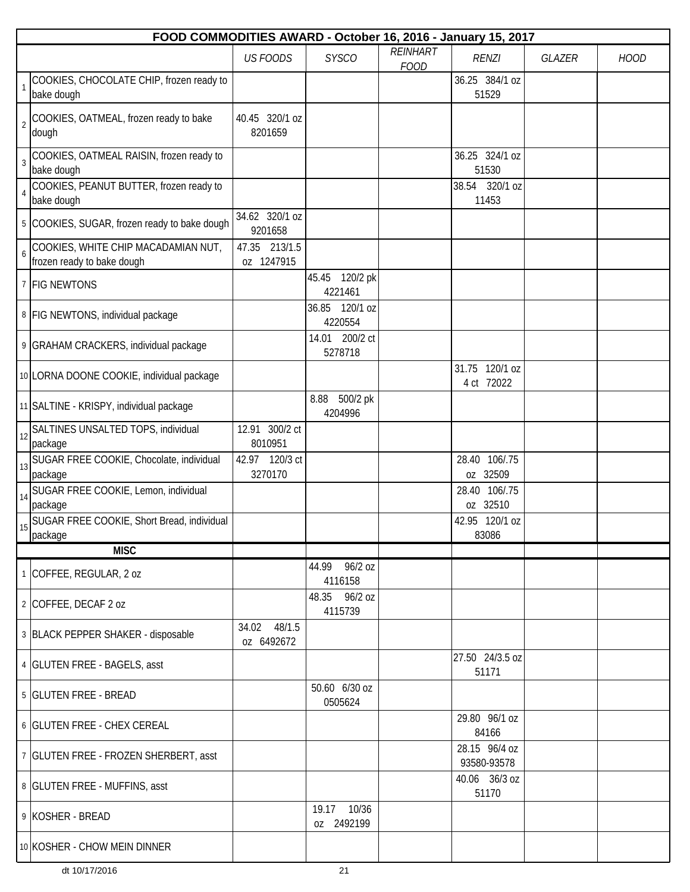| | FOOD COMMODITIES AWARD - October 16, 2016 - January 15, 2017 | | | | | | |
|---|---|---|---|---|---|---|---|
| | | *US FOODS* | *SYSCO* | *REINHART FOOD* | *RENZI* | *GLAZER* | *HOOD* |
| 1 | COOKIES, CHOCOLATE CHIP, frozen ready to bake dough | | | | 36.25 384/1 oz 51529 | | |
| 2 | COOKIES, OATMEAL, frozen ready to bake dough | 40.45 320/1 oz 8201659 | | | | | |
| 3 | COOKIES, OATMEAL RAISIN, frozen ready to bake dough | | | | 36.25 324/1 oz 51530 | | |
| 4 | COOKIES, PEANUT BUTTER, frozen ready to bake dough | | | | 38.54 320/1 oz 11453 | | |
| 5 | COOKIES, SUGAR, frozen ready to bake dough | 34.62 320/1 oz 9201658 | | | | | |
| 6 | COOKIES, WHITE CHIP MACADAMIAN NUT, frozen ready to bake dough | 47.35 213/1.5 oz 1247915 | | | | | |
| 7 | FIG NEWTONS | | 45.45 120/2 pk 4221461 | | | | |
| 8 | FIG NEWTONS, individual package | | 36.85 120/1 oz 4220554 | | | | |
| 9 | GRAHAM CRACKERS, individual package | | 14.01 200/2 ct 5278718 | | | | |
| 10 | LORNA DOONE COOKIE, individual package | | | | 31.75 120/1 oz 4 ct 72022 | | |
| 11 | SALTINE - KRISPY, individual package | | 8.88 500/2 pk 4204996 | | | | |
| 12 | SALTINES UNSALTED TOPS, individual package | 12.91 300/2 ct 8010951 | | | | | |
| 13 | SUGAR FREE COOKIE, Chocolate, individual package | 42.97 120/3 ct 3270170 | | | 28.40 106/.75 oz 32509 | | |
| 14 | SUGAR FREE COOKIE, Lemon, individual package | | | | 28.40 106/.75 oz 32510 | | |
| 15 | SUGAR FREE COOKIE, Short Bread, individual package | | | | 42.95 120/1 oz 83086 | | |
| | **MISC** | | | | | | |
| 1 | COFFEE, REGULAR, 2 oz | | 44.99 96/2 oz 4116158 | | | | |
| 2 | COFFEE, DECAF 2 oz | | 48.35 96/2 oz 4115739 | | | | |
| 3 | BLACK PEPPER SHAKER - disposable | 34.02 48/1.5 oz 6492672 | | | | | |
| 4 | GLUTEN FREE - BAGELS, asst | | | | 27.50 24/3.5 oz 51171 | | |
| 5 | GLUTEN FREE - BREAD | | 50.60 6/30 oz 0505624 | | | | |
| 6 | GLUTEN FREE - CHEX CEREAL | | | | 29.80 96/1 oz 84166 | | |
| 7 | GLUTEN FREE - FROZEN SHERBERT, asst | | | | 28.15 96/4 oz 93580-93578 | | |
| 8 | GLUTEN FREE - MUFFINS, asst | | | | 40.06 36/3 oz 51170 | | |
| 9 | KOSHER - BREAD | | 19.17 10/36 oz 2492199 | | | | |
| 10 | KOSHER - CHOW MEIN DINNER | | | | | | |

dt 10/17/2016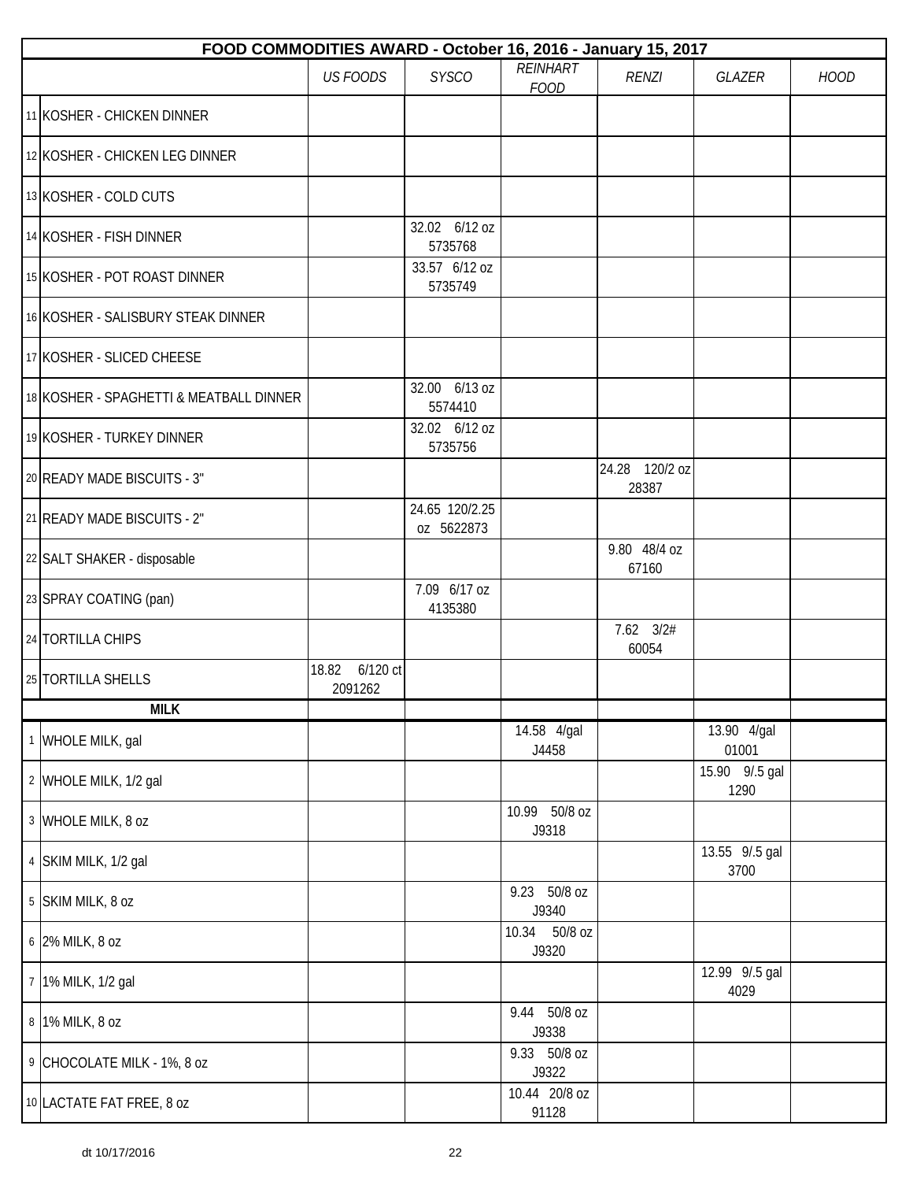| FOOD COMMODITIES AWARD - October 16, 2016 - January 15, 2017 | | | | | | | |
|---|---|---|---|---|---|---|---|
| | *US FOODS* | *SYSCO* | *REINHART FOOD* | *RENZI* | *GLAZER* | *HOOD* |
| 11 KOSHER - CHICKEN DINNER | | | | | | |
| 12 KOSHER - CHICKEN LEG DINNER | | | | | | |
| 13 KOSHER - COLD CUTS | | | | | | |
| 14 KOSHER - FISH DINNER | | 32.02 6/12 oz 5735768 | | | | |
| 15 KOSHER - POT ROAST DINNER | | 33.57 6/12 oz 5735749 | | | | |
| 16 KOSHER - SALISBURY STEAK DINNER | | | | | | |
| 17 KOSHER - SLICED CHEESE | | | | | | |
| 18 KOSHER - SPAGHETTI & MEATBALL DINNER | | 32.00 6/13 oz 5574410 | | | | |
| 19 KOSHER - TURKEY DINNER | | 32.02 6/12 oz 5735756 | | | | |
| 20 READY MADE BISCUITS - 3" | | | | 24.28 120/2 oz 28387 | | |
| 21 READY MADE BISCUITS - 2" | | 24.65 120/2.25 oz 5622873 | | | | |
| 22 SALT SHAKER - disposable | | | | 9.80 48/4 oz 67160 | | |
| 23 SPRAY COATING (pan) | | 7.09 6/17 oz 4135380 | | | | |
| 24 TORTILLA CHIPS | | | | 7.62 3/2# 60054 | | |
| 25 TORTILLA SHELLS | 18.82 6/120 ct 2091262 | | | | | |
| **MILK** | | | | | | |
| 1 WHOLE MILK, gal | | | 14.58 4/gal J4458 | | 13.90 4/gal 01001 | |
| 2 WHOLE MILK, 1/2 gal | | | | | 15.90 9/.5 gal 1290 | |
| 3 WHOLE MILK, 8 oz | | | 10.99 50/8 oz J9318 | | | |
| 4 SKIM MILK, 1/2 gal | | | | | 13.55 9/.5 gal 3700 | |
| 5 SKIM MILK, 8 oz | | | 9.23 50/8 oz J9340 | | | |
| 6 2% MILK, 8 oz | | | 10.34 50/8 oz J9320 | | | |
| 7 1% MILK, 1/2 gal | | | | | 12.99 9/.5 gal 4029 | |
| 8 1% MILK, 8 oz | | | 9.44 50/8 oz J9338 | | | |
| 9 CHOCOLATE MILK - 1%, 8 oz | | | 9.33 50/8 oz J9322 | | | |
| 10 LACTATE FAT FREE, 8 oz | | | 10.44 20/8 oz 91128 | | | |

dt 10/17/2016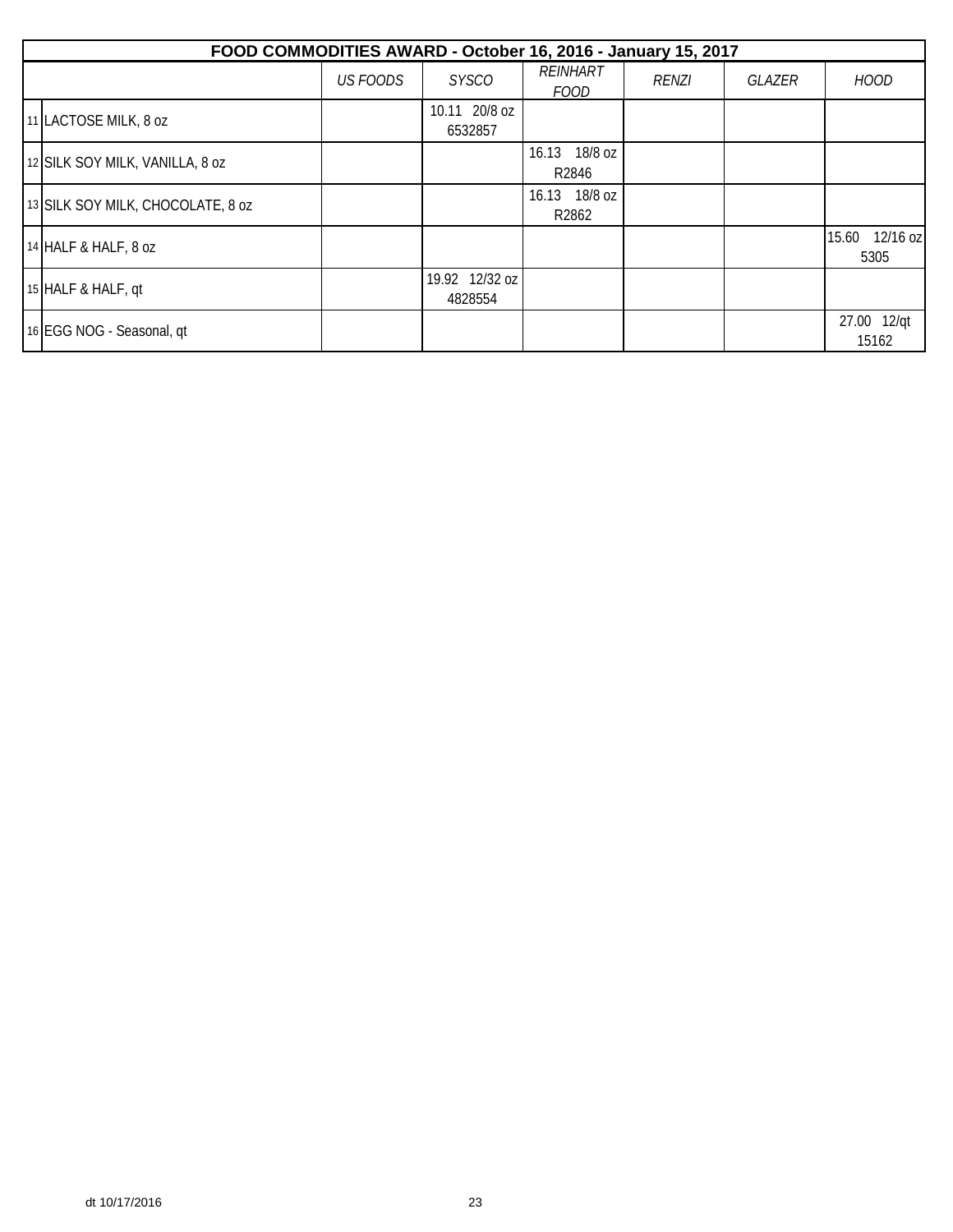| | | US FOODS | SYSCO | REINHART FOOD | RENZI | GLAZER | HOOD |
|---|---|---|---|---|---|---|---|
| | **FOOD COMMODITIES AWARD - October 16, 2016 - January 15, 2017** | | | | | | |
| 11 | LACTOSE MILK, 8 oz | | 10.11 20/8 oz 6532857 | | | | |
| 12 | SILK SOY MILK, VANILLA, 8 oz | | | 16.13 18/8 oz R2846 | | | |
| 13 | SILK SOY MILK, CHOCOLATE, 8 oz | | | 16.13 18/8 oz R2862 | | | |
| 14 | HALF & HALF, 8 oz | | | | | | 15.60 12/16 oz 5305 |
| 15 | HALF & HALF, qt | | 19.92 12/32 oz 4828554 | | | | |
| 16 | EGG NOG - Seasonal, qt | | | | | | 27.00 12/qt 15162 |

dt 10/17/2016